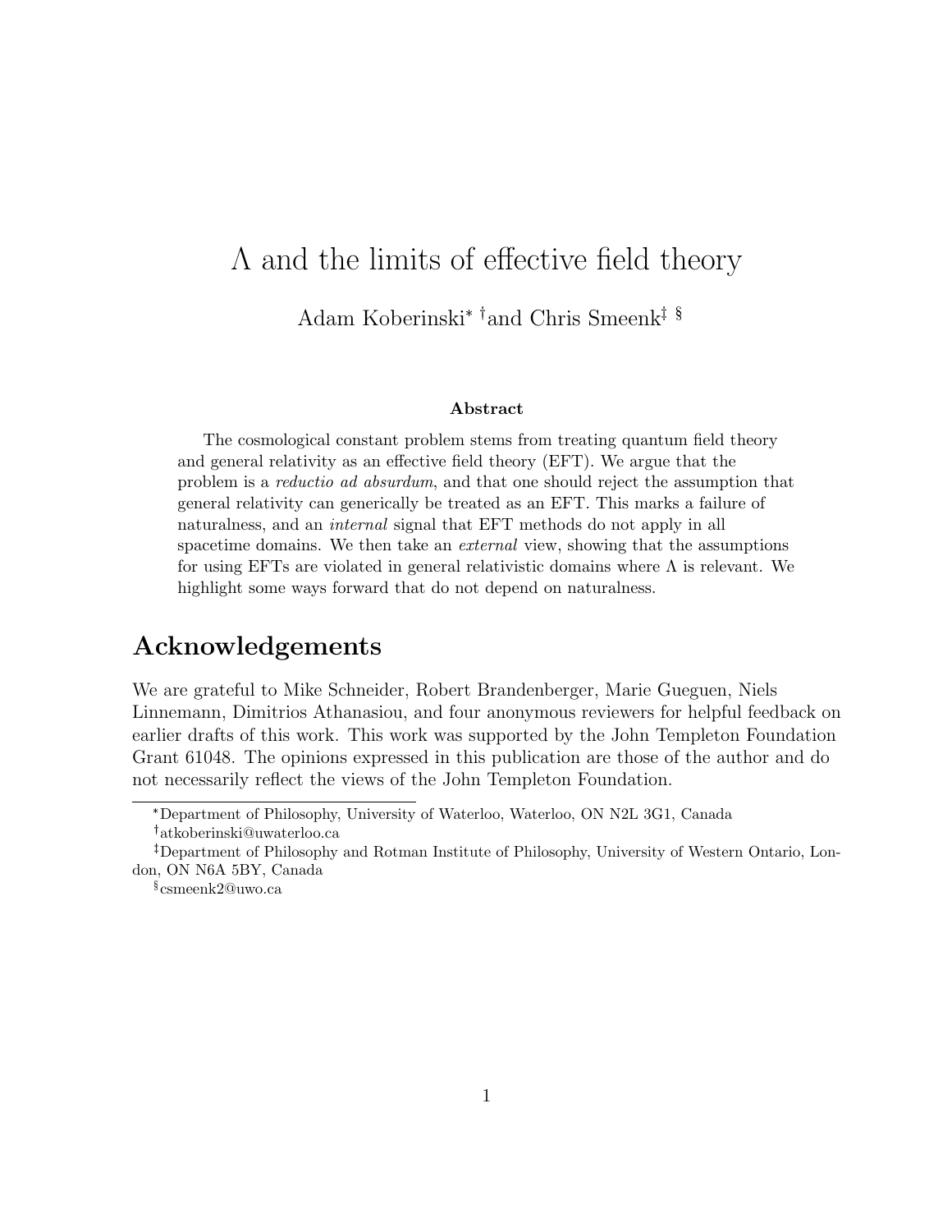# $\Lambda$ and the limits of effective field theory

Adam Koberinski[*] [†] and Chris Smeenk[‡] [§]

### Abstract

The cosmological constant problem stems from treating quantum field theory and general relativity as an effective field theory (EFT). We argue that the problem is a *reductio ad absurdum*, and that one should reject the assumption that general relativity can generically be treated as an EFT. This marks a failure of naturalness, and an *internal* signal that EFT methods do not apply in all spacetime domains. We then take an *external* view, showing that the assumptions for using EFTs are violated in general relativistic domains where $\Lambda$ is relevant. We highlight some ways forward that do not depend on naturalness.

## Acknowledgements

We are grateful to Mike Schneider, Robert Brandenberger, Marie Gueguen, Niels Linnemann, Dimitrios Athanasiou, and four anonymous reviewers for helpful feedback on earlier drafts of this work. This work was supported by the John Templeton Foundation Grant 61048. The opinions expressed in this publication are those of the author and do not necessarily reflect the views of the John Templeton Foundation.

---

[*] Department of Philosophy, University of Waterloo, Waterloo, ON N2L 3G1, Canada

[†] atkoberinski@uwaterloo.ca

[‡] Department of Philosophy and Rotman Institute of Philosophy, University of Western Ontario, London, ON N6A 5BY, Canada

[§] csmeenk2@uwo.ca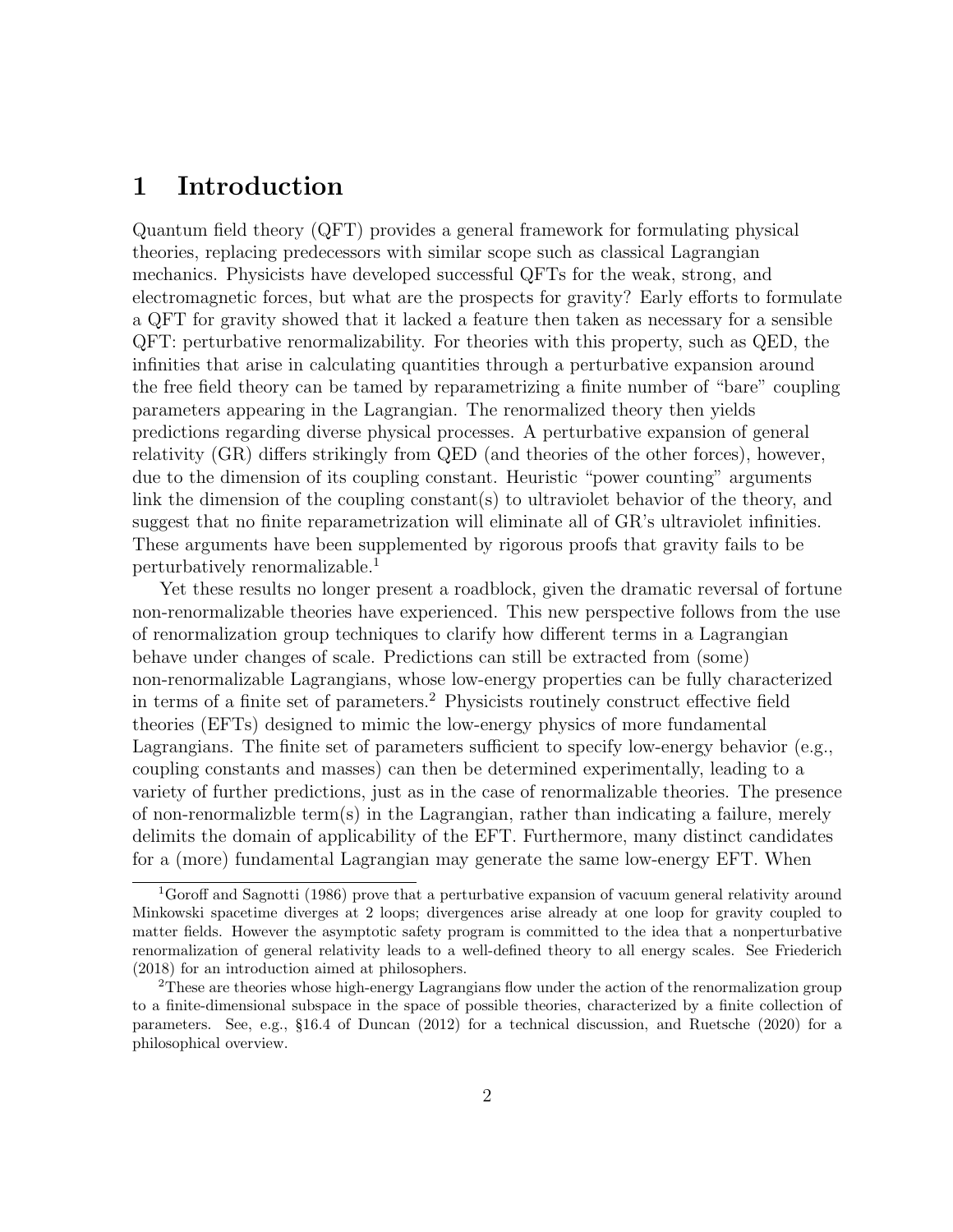# 1 Introduction

Quantum field theory (QFT) provides a general framework for formulating physical theories, replacing predecessors with similar scope such as classical Lagrangian mechanics. Physicists have developed successful QFTs for the weak, strong, and electromagnetic forces, but what are the prospects for gravity? Early efforts to formulate a QFT for gravity showed that it lacked a feature then taken as necessary for a sensible QFT: perturbative renormalizability. For theories with this property, such as QED, the infinities that arise in calculating quantities through a perturbative expansion around the free field theory can be tamed by reparametrizing a finite number of "bare" coupling parameters appearing in the Lagrangian. The renormalized theory then yields predictions regarding diverse physical processes. A perturbative expansion of general relativity (GR) differs strikingly from QED (and theories of the other forces), however, due to the dimension of its coupling constant. Heuristic "power counting" arguments link the dimension of the coupling constant(s) to ultraviolet behavior of the theory, and suggest that no finite reparametrization will eliminate all of GR's ultraviolet infinities. These arguments have been supplemented by rigorous proofs that gravity fails to be perturbatively renormalizable.[1]

Yet these results no longer present a roadblock, given the dramatic reversal of fortune non-renormalizable theories have experienced. This new perspective follows from the use of renormalization group techniques to clarify how different terms in a Lagrangian behave under changes of scale. Predictions can still be extracted from (some) non-renormalizable Lagrangians, whose low-energy properties can be fully characterized in terms of a finite set of parameters.[2] Physicists routinely construct effective field theories (EFTs) designed to mimic the low-energy physics of more fundamental Lagrangians. The finite set of parameters sufficient to specify low-energy behavior (e.g., coupling constants and masses) can then be determined experimentally, leading to a variety of further predictions, just as in the case of renormalizable theories. The presence of non-renormalizble term(s) in the Lagrangian, rather than indicating a failure, merely delimits the domain of applicability of the EFT. Furthermore, many distinct candidates for a (more) fundamental Lagrangian may generate the same low-energy EFT. When

[1] Goroff and Sagnotti (1986) prove that a perturbative expansion of vacuum general relativity around Minkowski spacetime diverges at 2 loops; divergences arise already at one loop for gravity coupled to matter fields. However the asymptotic safety program is committed to the idea that a nonperturbative renormalization of general relativity leads to a well-defined theory to all energy scales. See Friederich (2018) for an introduction aimed at philosophers.

[2] These are theories whose high-energy Lagrangians flow under the action of the renormalization group to a finite-dimensional subspace in the space of possible theories, characterized by a finite collection of parameters. See, e.g., §16.4 of Duncan (2012) for a technical discussion, and Ruetsche (2020) for a philosophical overview.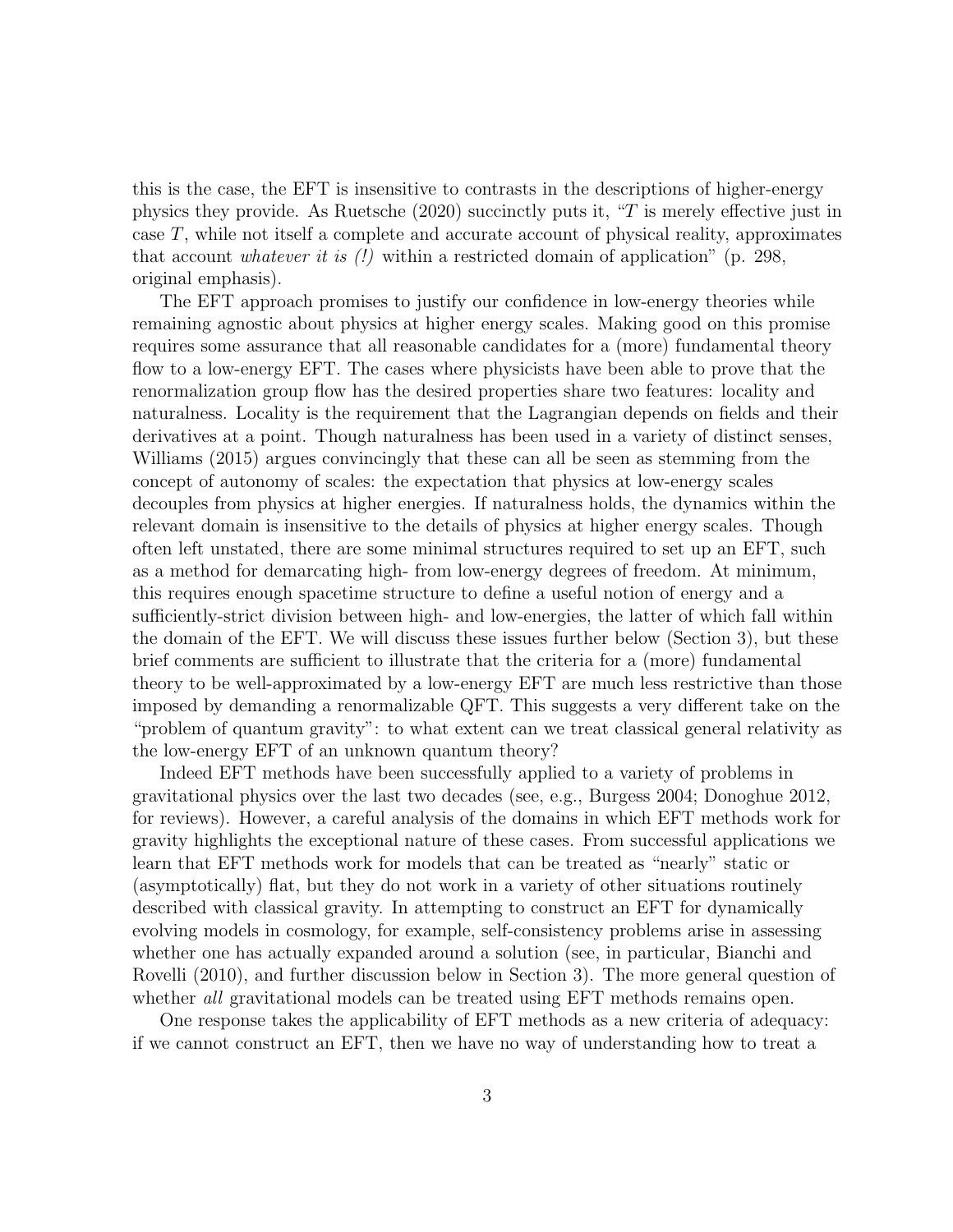this is the case, the EFT is insensitive to contrasts in the descriptions of higher-energy physics they provide. As Ruetsche (2020) succinctly puts it, "$T$ is merely effective just in case $T$, while not itself a complete and accurate account of physical reality, approximates that account *whatever it is (!)* within a restricted domain of application" (p. 298, original emphasis).

The EFT approach promises to justify our confidence in low-energy theories while remaining agnostic about physics at higher energy scales. Making good on this promise requires some assurance that all reasonable candidates for a (more) fundamental theory flow to a low-energy EFT. The cases where physicists have been able to prove that the renormalization group flow has the desired properties share two features: locality and naturalness. Locality is the requirement that the Lagrangian depends on fields and their derivatives at a point. Though naturalness has been used in a variety of distinct senses, Williams (2015) argues convincingly that these can all be seen as stemming from the concept of autonomy of scales: the expectation that physics at low-energy scales decouples from physics at higher energies. If naturalness holds, the dynamics within the relevant domain is insensitive to the details of physics at higher energy scales. Though often left unstated, there are some minimal structures required to set up an EFT, such as a method for demarcating high- from low-energy degrees of freedom. At minimum, this requires enough spacetime structure to define a useful notion of energy and a sufficiently-strict division between high- and low-energies, the latter of which fall within the domain of the EFT. We will discuss these issues further below (Section 3), but these brief comments are sufficient to illustrate that the criteria for a (more) fundamental theory to be well-approximated by a low-energy EFT are much less restrictive than those imposed by demanding a renormalizable QFT. This suggests a very different take on the "problem of quantum gravity": to what extent can we treat classical general relativity as the low-energy EFT of an unknown quantum theory?

Indeed EFT methods have been successfully applied to a variety of problems in gravitational physics over the last two decades (see, e.g., Burgess 2004; Donoghue 2012, for reviews). However, a careful analysis of the domains in which EFT methods work for gravity highlights the exceptional nature of these cases. From successful applications we learn that EFT methods work for models that can be treated as "nearly" static or (asymptotically) flat, but they do not work in a variety of other situations routinely described with classical gravity. In attempting to construct an EFT for dynamically evolving models in cosmology, for example, self-consistency problems arise in assessing whether one has actually expanded around a solution (see, in particular, Bianchi and Rovelli (2010), and further discussion below in Section 3). The more general question of whether *all* gravitational models can be treated using EFT methods remains open.

One response takes the applicability of EFT methods as a new criteria of adequacy: if we cannot construct an EFT, then we have no way of understanding how to treat a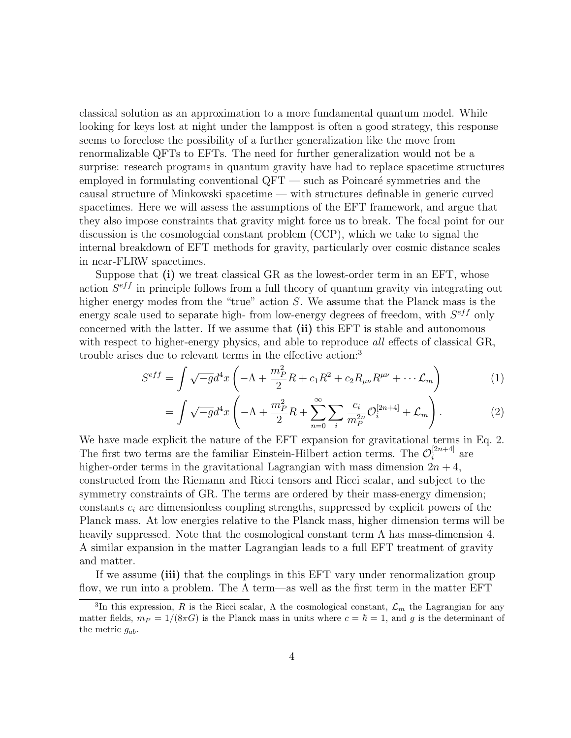classical solution as an approximation to a more fundamental quantum model. While looking for keys lost at night under the lamppost is often a good strategy, this response seems to foreclose the possibility of a further generalization like the move from renormalizable QFTs to EFTs. The need for further generalization would not be a surprise: research programs in quantum gravity have had to replace spacetime structures employed in formulating conventional QFT — such as Poincaré symmetries and the causal structure of Minkowski spacetime — with structures definable in generic curved spacetimes. Here we will assess the assumptions of the EFT framework, and argue that they also impose constraints that gravity might force us to break. The focal point for our discussion is the cosmologcial constant problem (CCP), which we take to signal the internal breakdown of EFT methods for gravity, particularly over cosmic distance scales in near-FLRW spacetimes.

Suppose that **(i)** we treat classical GR as the lowest-order term in an EFT, whose action $S^{eff}$ in principle follows from a full theory of quantum gravity via integrating out higher energy modes from the "true" action $S$. We assume that the Planck mass is the energy scale used to separate high- from low-energy degrees of freedom, with $S^{eff}$ only concerned with the latter. If we assume that **(ii)** this EFT is stable and autonomous with respect to higher-energy physics, and able to reproduce *all* effects of classical GR, trouble arises due to relevant terms in the effective action:[3]

$$S^{eff} = \int \sqrt{-g} d^4x \left( -\Lambda + \frac{m_P^2}{2} R + c_1 R^2 + c_2 R_{\mu\nu} R^{\mu\nu} + \cdots \mathcal{L}_m \right) \tag{1}$$

$$= \int \sqrt{-g} d^4x \left( -\Lambda + \frac{m_P^2}{2} R + \sum_{n=0}^{\infty} \sum_i \frac{c_i}{m_P^{2n}} \mathcal{O}_i^{[2n+4]} + \mathcal{L}_m \right). \tag{2}$$

We have made explicit the nature of the EFT expansion for gravitational terms in Eq. 2. The first two terms are the familiar Einstein-Hilbert action terms. The $\mathcal{O}_i^{[2n+4]}$ are higher-order terms in the gravitational Lagrangian with mass dimension $2n + 4$, constructed from the Riemann and Ricci tensors and Ricci scalar, and subject to the symmetry constraints of GR. The terms are ordered by their mass-energy dimension; constants $c_i$ are dimensionless coupling strengths, suppressed by explicit powers of the Planck mass. At low energies relative to the Planck mass, higher dimension terms will be heavily suppressed. Note that the cosmological constant term $\Lambda$ has mass-dimension 4. A similar expansion in the matter Lagrangian leads to a full EFT treatment of gravity and matter.

If we assume **(iii)** that the couplings in this EFT vary under renormalization group flow, we run into a problem. The $\Lambda$ term—as well as the first term in the matter EFT

[3]In this expression, $R$ is the Ricci scalar, $\Lambda$ the cosmological constant, $\mathcal{L}_m$ the Lagrangian for any matter fields, $m_P = 1/(8\pi G)$ is the Planck mass in units where $c = \hbar = 1$, and $g$ is the determinant of the metric $g_{ab}$.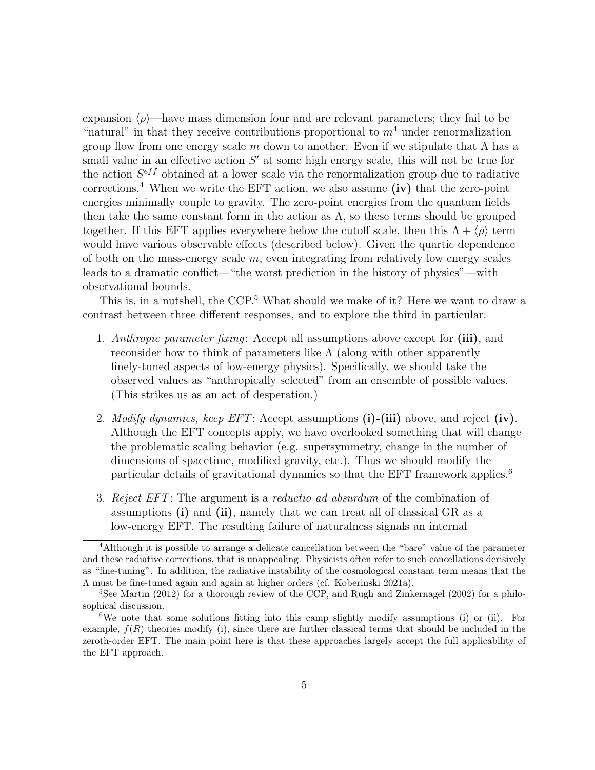expansion $\langle\rho\rangle$—have mass dimension four and are relevant parameters; they fail to be "natural" in that they receive contributions proportional to $m^4$ under renormalization group flow from one energy scale $m$ down to another. Even if we stipulate that $\Lambda$ has a small value in an effective action $S'$ at some high energy scale, this will not be true for the action $S^{eff}$ obtained at a lower scale via the renormalization group due to radiative corrections.[4] When we write the EFT action, we also assume **(iv)** that the zero-point energies minimally couple to gravity. The zero-point energies from the quantum fields then take the same constant form in the action as $\Lambda$, so these terms should be grouped together. If this EFT applies everywhere below the cutoff scale, then this $\Lambda + \langle\rho\rangle$ term would have various observable effects (described below). Given the quartic dependence of both on the mass-energy scale $m$, even integrating from relatively low energy scales leads to a dramatic conflict—"the worst prediction in the history of physics"—with observational bounds.

This is, in a nutshell, the CCP.[5] What should we make of it? Here we want to draw a contrast between three different responses, and to explore the third in particular:

1. *Anthropic parameter fixing*: Accept all assumptions above except for **(iii)**, and reconsider how to think of parameters like $\Lambda$ (along with other apparently finely-tuned aspects of low-energy physics). Specifically, we should take the observed values as "anthropically selected" from an ensemble of possible values. (This strikes us as an act of desperation.)
2. *Modify dynamics, keep EFT*: Accept assumptions **(i)-(iii)** above, and reject **(iv)**. Although the EFT concepts apply, we have overlooked something that will change the problematic scaling behavior (e.g. supersymmetry, change in the number of dimensions of spacetime, modified gravity, etc.). Thus we should modify the particular details of gravitational dynamics so that the EFT framework applies.[6]
3. *Reject EFT*: The argument is a *reductio ad absurdum* of the combination of assumptions **(i)** and **(ii)**, namely that we can treat all of classical GR as a low-energy EFT. The resulting failure of naturalness signals an internal

[4] Although it is possible to arrange a delicate cancellation between the "bare" value of the parameter and these radiative corrections, that is unappealing. Physicists often refer to such cancellations derisively as "fine-tuning". In addition, the radiative instability of the cosmological constant term means that the $\Lambda$ must be fine-tuned again and again at higher orders (cf. Koberinski 2021a).

[5] See Martin (2012) for a thorough review of the CCP, and Rugh and Zinkernagel (2002) for a philosophical discussion.

[6] We note that some solutions fitting into this camp slightly modify assumptions (i) or (ii). For example, $f(R)$ theories modify (i), since there are further classical terms that should be included in the zeroth-order EFT. The main point here is that these approaches largely accept the full applicability of the EFT approach.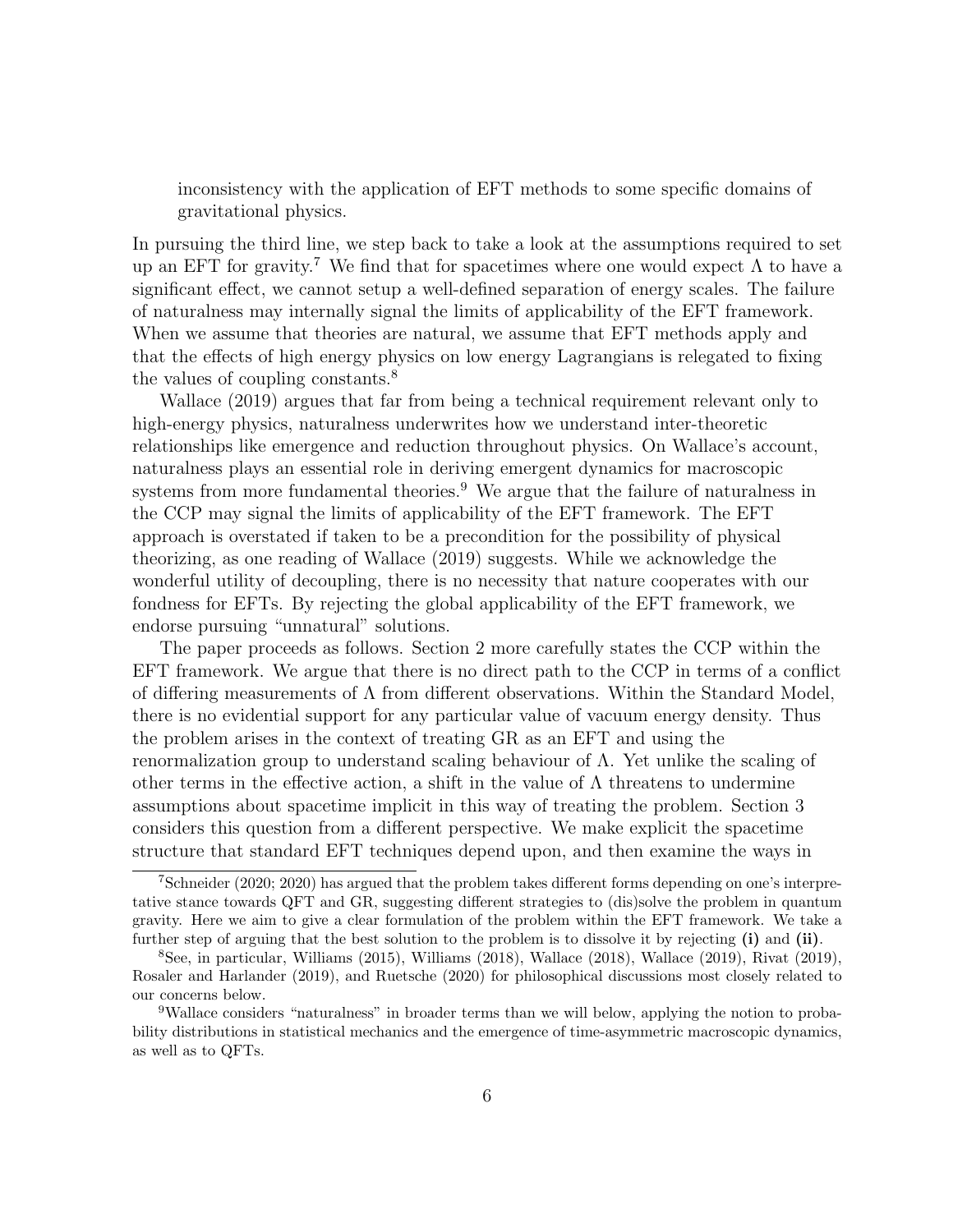inconsistency with the application of EFT methods to some specific domains of gravitational physics.

In pursuing the third line, we step back to take a look at the assumptions required to set up an EFT for gravity.[7] We find that for spacetimes where one would expect $\Lambda$ to have a significant effect, we cannot setup a well-defined separation of energy scales. The failure of naturalness may internally signal the limits of applicability of the EFT framework. When we assume that theories are natural, we assume that EFT methods apply and that the effects of high energy physics on low energy Lagrangians is relegated to fixing the values of coupling constants.[8]

Wallace (2019) argues that far from being a technical requirement relevant only to high-energy physics, naturalness underwrites how we understand inter-theoretic relationships like emergence and reduction throughout physics. On Wallace's account, naturalness plays an essential role in deriving emergent dynamics for macroscopic systems from more fundamental theories.[9] We argue that the failure of naturalness in the CCP may signal the limits of applicability of the EFT framework. The EFT approach is overstated if taken to be a precondition for the possibility of physical theorizing, as one reading of Wallace (2019) suggests. While we acknowledge the wonderful utility of decoupling, there is no necessity that nature cooperates with our fondness for EFTs. By rejecting the global applicability of the EFT framework, we endorse pursuing "unnatural" solutions.

The paper proceeds as follows. Section 2 more carefully states the CCP within the EFT framework. We argue that there is no direct path to the CCP in terms of a conflict of differing measurements of $\Lambda$ from different observations. Within the Standard Model, there is no evidential support for any particular value of vacuum energy density. Thus the problem arises in the context of treating GR as an EFT and using the renormalization group to understand scaling behaviour of $\Lambda$. Yet unlike the scaling of other terms in the effective action, a shift in the value of $\Lambda$ threatens to undermine assumptions about spacetime implicit in this way of treating the problem. Section 3 considers this question from a different perspective. We make explicit the spacetime structure that standard EFT techniques depend upon, and then examine the ways in

---

[7] Schneider (2020; 2020) has argued that the problem takes different forms depending on one's interpretative stance towards QFT and GR, suggesting different strategies to (dis)solve the problem in quantum gravity. Here we aim to give a clear formulation of the problem within the EFT framework. We take a further step of arguing that the best solution to the problem is to dissolve it by rejecting **(i)** and **(ii)**.

[8] See, in particular, Williams (2015), Williams (2018), Wallace (2018), Wallace (2019), Rivat (2019), Rosaler and Harlander (2019), and Ruetsche (2020) for philosophical discussions most closely related to our concerns below.

[9] Wallace considers "naturalness" in broader terms than we will below, applying the notion to probability distributions in statistical mechanics and the emergence of time-asymmetric macroscopic dynamics, as well as to QFTs.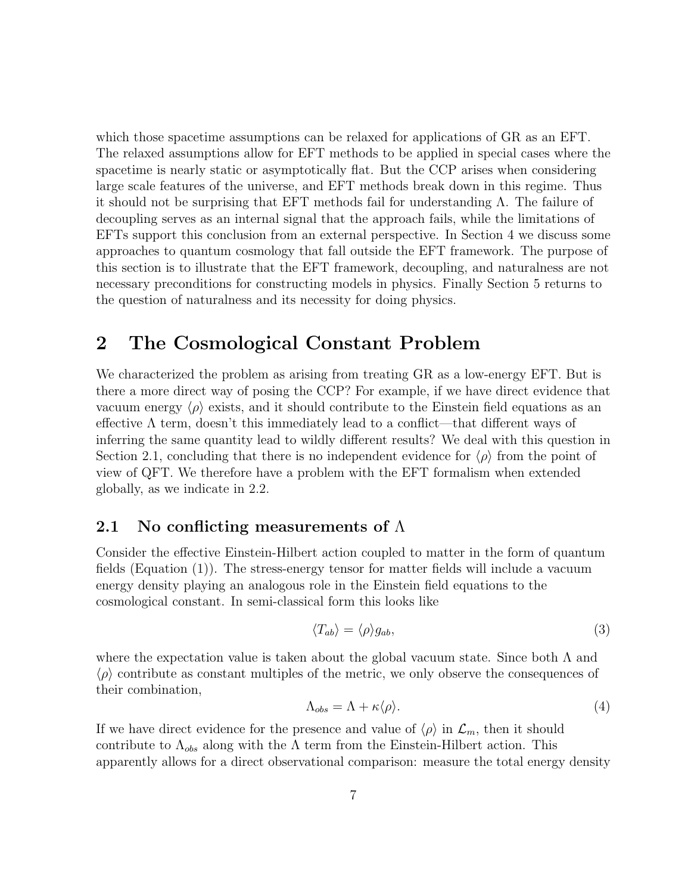which those spacetime assumptions can be relaxed for applications of GR as an EFT. The relaxed assumptions allow for EFT methods to be applied in special cases where the spacetime is nearly static or asymptotically flat. But the CCP arises when considering large scale features of the universe, and EFT methods break down in this regime. Thus it should not be surprising that EFT methods fail for understanding $\Lambda$. The failure of decoupling serves as an internal signal that the approach fails, while the limitations of EFTs support this conclusion from an external perspective. In Section 4 we discuss some approaches to quantum cosmology that fall outside the EFT framework. The purpose of this section is to illustrate that the EFT framework, decoupling, and naturalness are not necessary preconditions for constructing models in physics. Finally Section 5 returns to the question of naturalness and its necessity for doing physics.

## 2 The Cosmological Constant Problem

We characterized the problem as arising from treating GR as a low-energy EFT. But is there a more direct way of posing the CCP? For example, if we have direct evidence that vacuum energy $\langle\rho\rangle$ exists, and it should contribute to the Einstein field equations as an effective $\Lambda$ term, doesn't this immediately lead to a conflict—that different ways of inferring the same quantity lead to wildly different results? We deal with this question in Section 2.1, concluding that there is no independent evidence for $\langle\rho\rangle$ from the point of view of QFT. We therefore have a problem with the EFT formalism when extended globally, as we indicate in 2.2.

### 2.1 No conflicting measurements of $\Lambda$

Consider the effective Einstein-Hilbert action coupled to matter in the form of quantum fields (Equation (1)). The stress-energy tensor for matter fields will include a vacuum energy density playing an analogous role in the Einstein field equations to the cosmological constant. In semi-classical form this looks like

$$\langle T_{ab}\rangle = \langle\rho\rangle g_{ab}, \tag{3}$$

where the expectation value is taken about the global vacuum state. Since both $\Lambda$ and $\langle\rho\rangle$ contribute as constant multiples of the metric, we only observe the consequences of their combination,

$$\Lambda_{obs} = \Lambda + \kappa\langle\rho\rangle. \tag{4}$$

If we have direct evidence for the presence and value of $\langle\rho\rangle$ in $\mathcal{L}_m$, then it should contribute to $\Lambda_{obs}$ along with the $\Lambda$ term from the Einstein-Hilbert action. This apparently allows for a direct observational comparison: measure the total energy density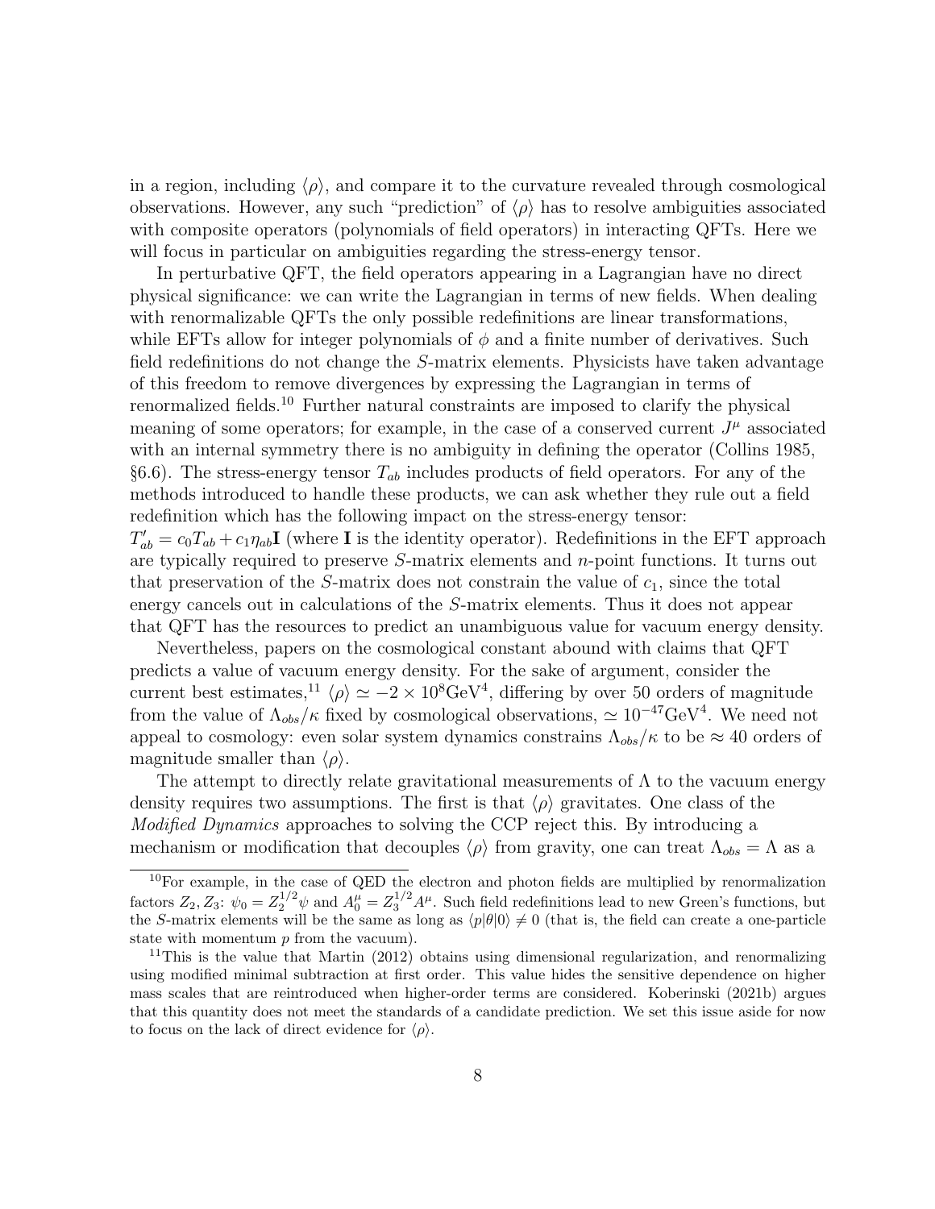in a region, including $\langle \rho \rangle$, and compare it to the curvature revealed through cosmological observations. However, any such "prediction" of $\langle \rho \rangle$ has to resolve ambiguities associated with composite operators (polynomials of field operators) in interacting QFTs. Here we will focus in particular on ambiguities regarding the stress-energy tensor.

In perturbative QFT, the field operators appearing in a Lagrangian have no direct physical significance: we can write the Lagrangian in terms of new fields. When dealing with renormalizable QFTs the only possible redefinitions are linear transformations, while EFTs allow for integer polynomials of $\phi$ and a finite number of derivatives. Such field redefinitions do not change the $S$-matrix elements. Physicists have taken advantage of this freedom to remove divergences by expressing the Lagrangian in terms of renormalized fields.[10] Further natural constraints are imposed to clarify the physical meaning of some operators; for example, in the case of a conserved current $J^\mu$ associated with an internal symmetry there is no ambiguity in defining the operator (Collins 1985, §6.6). The stress-energy tensor $T_{ab}$ includes products of field operators. For any of the methods introduced to handle these products, we can ask whether they rule out a field redefinition which has the following impact on the stress-energy tensor: $T'_{ab} = c_0 T_{ab} + c_1 \eta_{ab} \mathbf{I}$ (where $\mathbf{I}$ is the identity operator). Redefinitions in the EFT approach are typically required to preserve $S$-matrix elements and $n$-point functions. It turns out that preservation of the $S$-matrix does not constrain the value of $c_1$, since the total energy cancels out in calculations of the $S$-matrix elements. Thus it does not appear that QFT has the resources to predict an unambiguous value for vacuum energy density.

Nevertheless, papers on the cosmological constant abound with claims that QFT predicts a value of vacuum energy density. For the sake of argument, consider the current best estimates,[11] $\langle \rho \rangle \simeq -2 \times 10^8 \text{GeV}^4$, differing by over 50 orders of magnitude from the value of $\Lambda_{obs}/\kappa$ fixed by cosmological observations, $\simeq 10^{-47}\text{GeV}^4$. We need not appeal to cosmology: even solar system dynamics constrains $\Lambda_{obs}/\kappa$ to be $\approx 40$ orders of magnitude smaller than $\langle \rho \rangle$.

The attempt to directly relate gravitational measurements of $\Lambda$ to the vacuum energy density requires two assumptions. The first is that $\langle \rho \rangle$ gravitates. One class of the *Modified Dynamics* approaches to solving the CCP reject this. By introducing a mechanism or modification that decouples $\langle \rho \rangle$ from gravity, one can treat $\Lambda_{obs} = \Lambda$ as a

---

[10] For example, in the case of QED the electron and photon fields are multiplied by renormalization factors $Z_2, Z_3$: $\psi_0 = Z_2^{1/2}\psi$ and $A_0^\mu = Z_3^{1/2} A^\mu$. Such field redefinitions lead to new Green's functions, but the $S$-matrix elements will be the same as long as $\langle p|\theta|0\rangle \neq 0$ (that is, the field can create a one-particle state with momentum $p$ from the vacuum).

[11] This is the value that Martin (2012) obtains using dimensional regularization, and renormalizing using modified minimal subtraction at first order. This value hides the sensitive dependence on higher mass scales that are reintroduced when higher-order terms are considered. Koberinski (2021b) argues that this quantity does not meet the standards of a candidate prediction. We set this issue aside for now to focus on the lack of direct evidence for $\langle \rho \rangle$.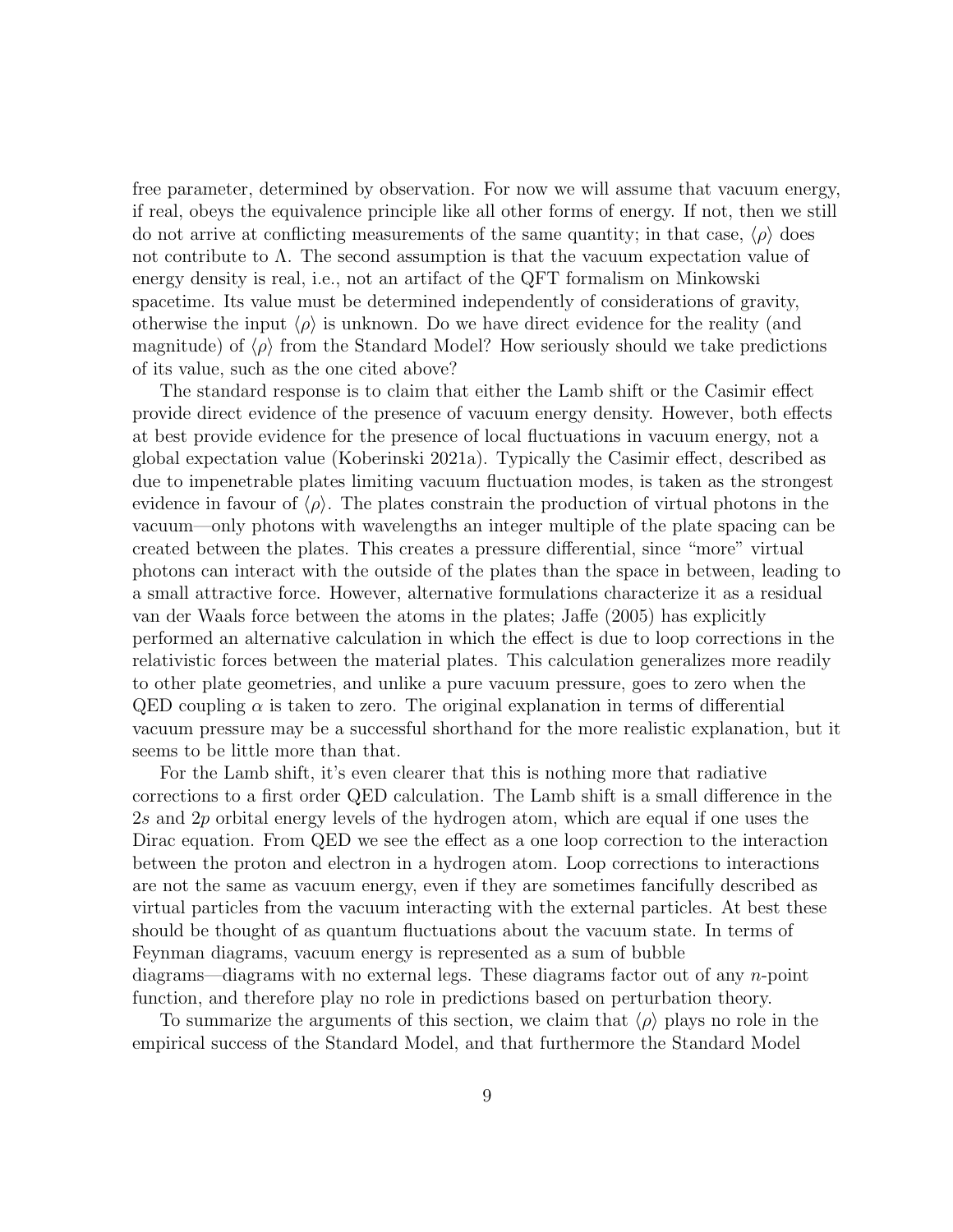free parameter, determined by observation. For now we will assume that vacuum energy, if real, obeys the equivalence principle like all other forms of energy. If not, then we still do not arrive at conflicting measurements of the same quantity; in that case, $\langle\rho\rangle$ does not contribute to $\Lambda$. The second assumption is that the vacuum expectation value of energy density is real, i.e., not an artifact of the QFT formalism on Minkowski spacetime. Its value must be determined independently of considerations of gravity, otherwise the input $\langle\rho\rangle$ is unknown. Do we have direct evidence for the reality (and magnitude) of $\langle\rho\rangle$ from the Standard Model? How seriously should we take predictions of its value, such as the one cited above?

The standard response is to claim that either the Lamb shift or the Casimir effect provide direct evidence of the presence of vacuum energy density. However, both effects at best provide evidence for the presence of local fluctuations in vacuum energy, not a global expectation value (Koberinski 2021a). Typically the Casimir effect, described as due to impenetrable plates limiting vacuum fluctuation modes, is taken as the strongest evidence in favour of $\langle\rho\rangle$. The plates constrain the production of virtual photons in the vacuum—only photons with wavelengths an integer multiple of the plate spacing can be created between the plates. This creates a pressure differential, since "more" virtual photons can interact with the outside of the plates than the space in between, leading to a small attractive force. However, alternative formulations characterize it as a residual van der Waals force between the atoms in the plates; Jaffe (2005) has explicitly performed an alternative calculation in which the effect is due to loop corrections in the relativistic forces between the material plates. This calculation generalizes more readily to other plate geometries, and unlike a pure vacuum pressure, goes to zero when the QED coupling $\alpha$ is taken to zero. The original explanation in terms of differential vacuum pressure may be a successful shorthand for the more realistic explanation, but it seems to be little more than that.

For the Lamb shift, it's even clearer that this is nothing more that radiative corrections to a first order QED calculation. The Lamb shift is a small difference in the $2s$ and $2p$ orbital energy levels of the hydrogen atom, which are equal if one uses the Dirac equation. From QED we see the effect as a one loop correction to the interaction between the proton and electron in a hydrogen atom. Loop corrections to interactions are not the same as vacuum energy, even if they are sometimes fancifully described as virtual particles from the vacuum interacting with the external particles. At best these should be thought of as quantum fluctuations about the vacuum state. In terms of Feynman diagrams, vacuum energy is represented as a sum of bubble diagrams—diagrams with no external legs. These diagrams factor out of any $n$-point function, and therefore play no role in predictions based on perturbation theory.

To summarize the arguments of this section, we claim that $\langle\rho\rangle$ plays no role in the empirical success of the Standard Model, and that furthermore the Standard Model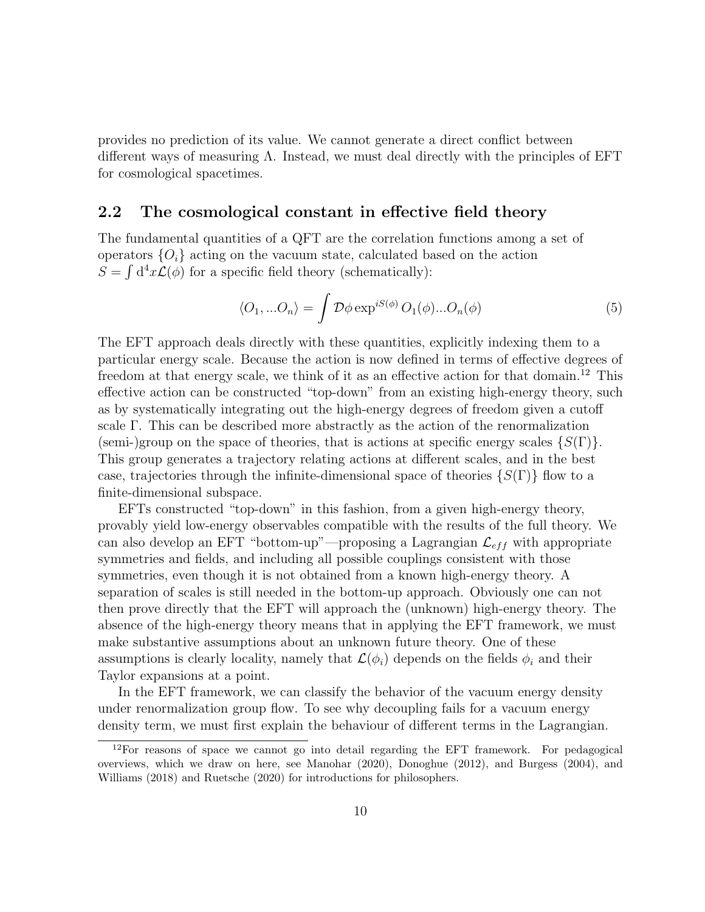provides no prediction of its value. We cannot generate a direct conflict between different ways of measuring $\Lambda$. Instead, we must deal directly with the principles of EFT for cosmological spacetimes.

## 2.2 The cosmological constant in effective field theory

The fundamental quantities of a QFT are the correlation functions among a set of operators $\{O_i\}$ acting on the vacuum state, calculated based on the action $S = \int \mathrm{d}^4 x \mathcal{L}(\phi)$ for a specific field theory (schematically):

$$\langle O_1, ...O_n \rangle = \int \mathcal{D}\phi \exp^{iS(\phi)} O_1(\phi)...O_n(\phi) \tag{5}$$

The EFT approach deals directly with these quantities, explicitly indexing them to a particular energy scale. Because the action is now defined in terms of effective degrees of freedom at that energy scale, we think of it as an effective action for that domain.[12] This effective action can be constructed "top-down" from an existing high-energy theory, such as by systematically integrating out the high-energy degrees of freedom given a cutoff scale $\Gamma$. This can be described more abstractly as the action of the renormalization (semi-)group on the space of theories, that is actions at specific energy scales $\{S(\Gamma)\}$. This group generates a trajectory relating actions at different scales, and in the best case, trajectories through the infinite-dimensional space of theories $\{S(\Gamma)\}$ flow to a finite-dimensional subspace.

EFTs constructed "top-down" in this fashion, from a given high-energy theory, provably yield low-energy observables compatible with the results of the full theory. We can also develop an EFT "bottom-up"—proposing a Lagrangian $\mathcal{L}_{eff}$ with appropriate symmetries and fields, and including all possible couplings consistent with those symmetries, even though it is not obtained from a known high-energy theory. A separation of scales is still needed in the bottom-up approach. Obviously one can not then prove directly that the EFT will approach the (unknown) high-energy theory. The absence of the high-energy theory means that in applying the EFT framework, we must make substantive assumptions about an unknown future theory. One of these assumptions is clearly locality, namely that $\mathcal{L}(\phi_i)$ depends on the fields $\phi_i$ and their Taylor expansions at a point.

In the EFT framework, we can classify the behavior of the vacuum energy density under renormalization group flow. To see why decoupling fails for a vacuum energy density term, we must first explain the behaviour of different terms in the Lagrangian.

[12] For reasons of space we cannot go into detail regarding the EFT framework. For pedagogical overviews, which we draw on here, see Manohar (2020), Donoghue (2012), and Burgess (2004), and Williams (2018) and Ruetsche (2020) for introductions for philosophers.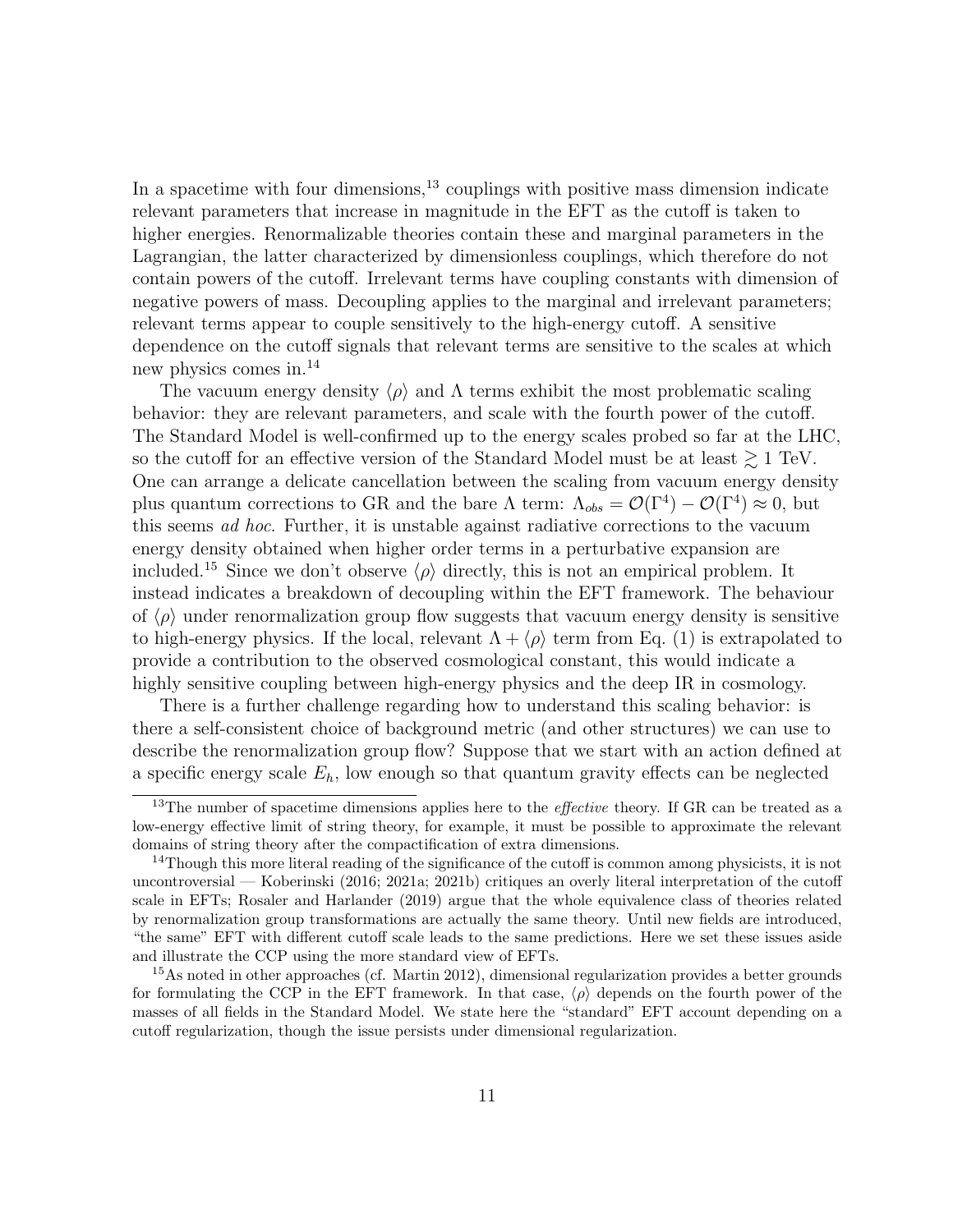In a spacetime with four dimensions,[13] couplings with positive mass dimension indicate relevant parameters that increase in magnitude in the EFT as the cutoff is taken to higher energies. Renormalizable theories contain these and marginal parameters in the Lagrangian, the latter characterized by dimensionless couplings, which therefore do not contain powers of the cutoff. Irrelevant terms have coupling constants with dimension of negative powers of mass. Decoupling applies to the marginal and irrelevant parameters; relevant terms appear to couple sensitively to the high-energy cutoff. A sensitive dependence on the cutoff signals that relevant terms are sensitive to the scales at which new physics comes in.[14]

The vacuum energy density $\langle \rho \rangle$ and $\Lambda$ terms exhibit the most problematic scaling behavior: they are relevant parameters, and scale with the fourth power of the cutoff. The Standard Model is well-confirmed up to the energy scales probed so far at the LHC, so the cutoff for an effective version of the Standard Model must be at least $\gtrsim 1$ TeV. One can arrange a delicate cancellation between the scaling from vacuum energy density plus quantum corrections to GR and the bare $\Lambda$ term: $\Lambda_{obs} = \mathcal{O}(\Gamma^4) - \mathcal{O}(\Gamma^4) \approx 0$, but this seems *ad hoc*. Further, it is unstable against radiative corrections to the vacuum energy density obtained when higher order terms in a perturbative expansion are included.[15] Since we don't observe $\langle \rho \rangle$ directly, this is not an empirical problem. It instead indicates a breakdown of decoupling within the EFT framework. The behaviour of $\langle \rho \rangle$ under renormalization group flow suggests that vacuum energy density is sensitive to high-energy physics. If the local, relevant $\Lambda + \langle \rho \rangle$ term from Eq. (1) is extrapolated to provide a contribution to the observed cosmological constant, this would indicate a highly sensitive coupling between high-energy physics and the deep IR in cosmology.

There is a further challenge regarding how to understand this scaling behavior: is there a self-consistent choice of background metric (and other structures) we can use to describe the renormalization group flow? Suppose that we start with an action defined at a specific energy scale $E_h$, low enough so that quantum gravity effects can be neglected

---

[13] The number of spacetime dimensions applies here to the *effective* theory. If GR can be treated as a low-energy effective limit of string theory, for example, it must be possible to approximate the relevant domains of string theory after the compactification of extra dimensions.

[14] Though this more literal reading of the significance of the cutoff is common among physicists, it is not uncontroversial — Koberinski (2016; 2021a; 2021b) critiques an overly literal interpretation of the cutoff scale in EFTs; Rosaler and Harlander (2019) argue that the whole equivalence class of theories related by renormalization group transformations are actually the same theory. Until new fields are introduced, "the same" EFT with different cutoff scale leads to the same predictions. Here we set these issues aside and illustrate the CCP using the more standard view of EFTs.

[15] As noted in other approaches (cf. Martin 2012), dimensional regularization provides a better grounds for formulating the CCP in the EFT framework. In that case, $\langle \rho \rangle$ depends on the fourth power of the masses of all fields in the Standard Model. We state here the "standard" EFT account depending on a cutoff regularization, though the issue persists under dimensional regularization.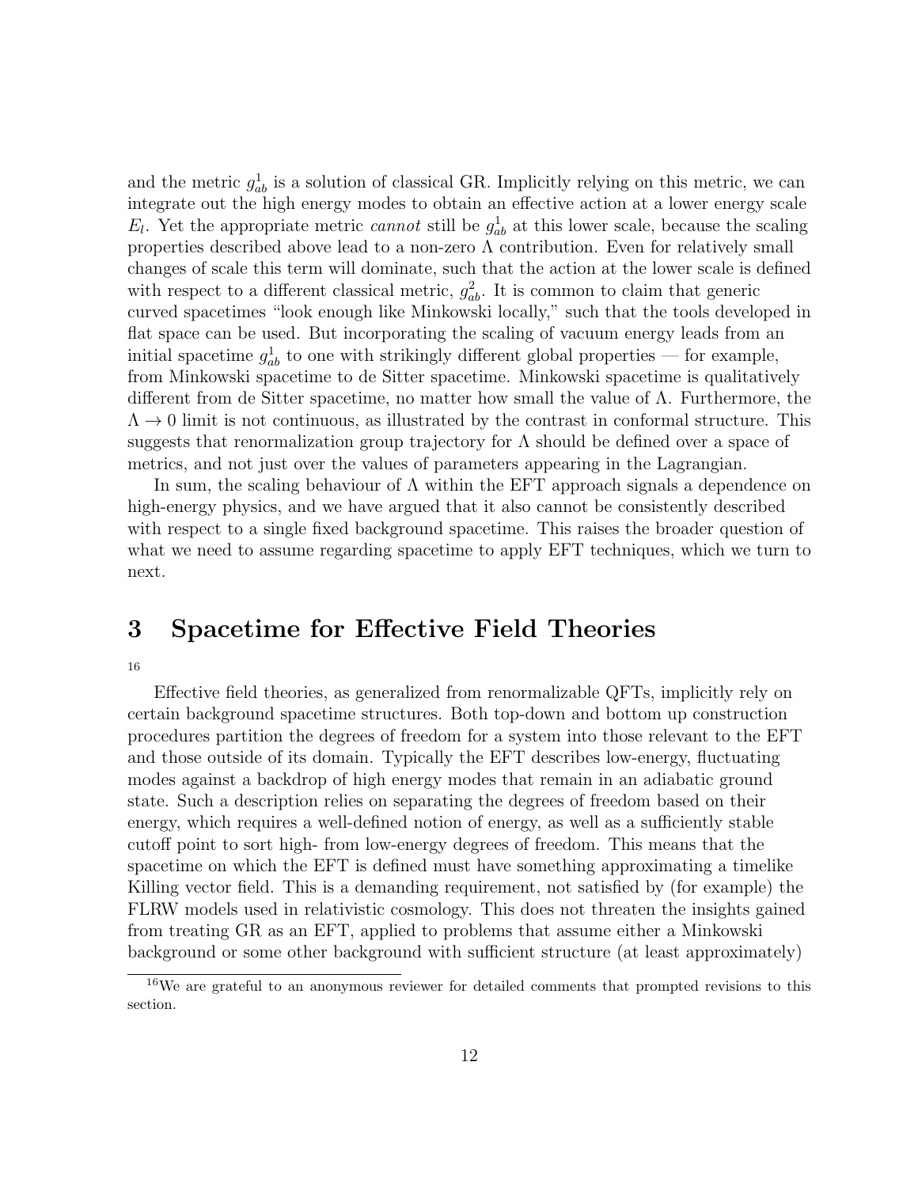and the metric $g^1_{ab}$ is a solution of classical GR. Implicitly relying on this metric, we can integrate out the high energy modes to obtain an effective action at a lower energy scale $E_l$. Yet the appropriate metric *cannot* still be $g^1_{ab}$ at this lower scale, because the scaling properties described above lead to a non-zero $\Lambda$ contribution. Even for relatively small changes of scale this term will dominate, such that the action at the lower scale is defined with respect to a different classical metric, $g^2_{ab}$. It is common to claim that generic curved spacetimes "look enough like Minkowski locally," such that the tools developed in flat space can be used. But incorporating the scaling of vacuum energy leads from an initial spacetime $g^1_{ab}$ to one with strikingly different global properties — for example, from Minkowski spacetime to de Sitter spacetime. Minkowski spacetime is qualitatively different from de Sitter spacetime, no matter how small the value of $\Lambda$. Furthermore, the $\Lambda \to 0$ limit is not continuous, as illustrated by the contrast in conformal structure. This suggests that renormalization group trajectory for $\Lambda$ should be defined over a space of metrics, and not just over the values of parameters appearing in the Lagrangian.

In sum, the scaling behaviour of $\Lambda$ within the EFT approach signals a dependence on high-energy physics, and we have argued that it also cannot be consistently described with respect to a single fixed background spacetime. This raises the broader question of what we need to assume regarding spacetime to apply EFT techniques, which we turn to next.

# 3 Spacetime for Effective Field Theories

[16]

Effective field theories, as generalized from renormalizable QFTs, implicitly rely on certain background spacetime structures. Both top-down and bottom up construction procedures partition the degrees of freedom for a system into those relevant to the EFT and those outside of its domain. Typically the EFT describes low-energy, fluctuating modes against a backdrop of high energy modes that remain in an adiabatic ground state. Such a description relies on separating the degrees of freedom based on their energy, which requires a well-defined notion of energy, as well as a sufficiently stable cutoff point to sort high- from low-energy degrees of freedom. This means that the spacetime on which the EFT is defined must have something approximating a timelike Killing vector field. This is a demanding requirement, not satisfied by (for example) the FLRW models used in relativistic cosmology. This does not threaten the insights gained from treating GR as an EFT, applied to problems that assume either a Minkowski background or some other background with sufficient structure (at least approximately)

[16] We are grateful to an anonymous reviewer for detailed comments that prompted revisions to this section.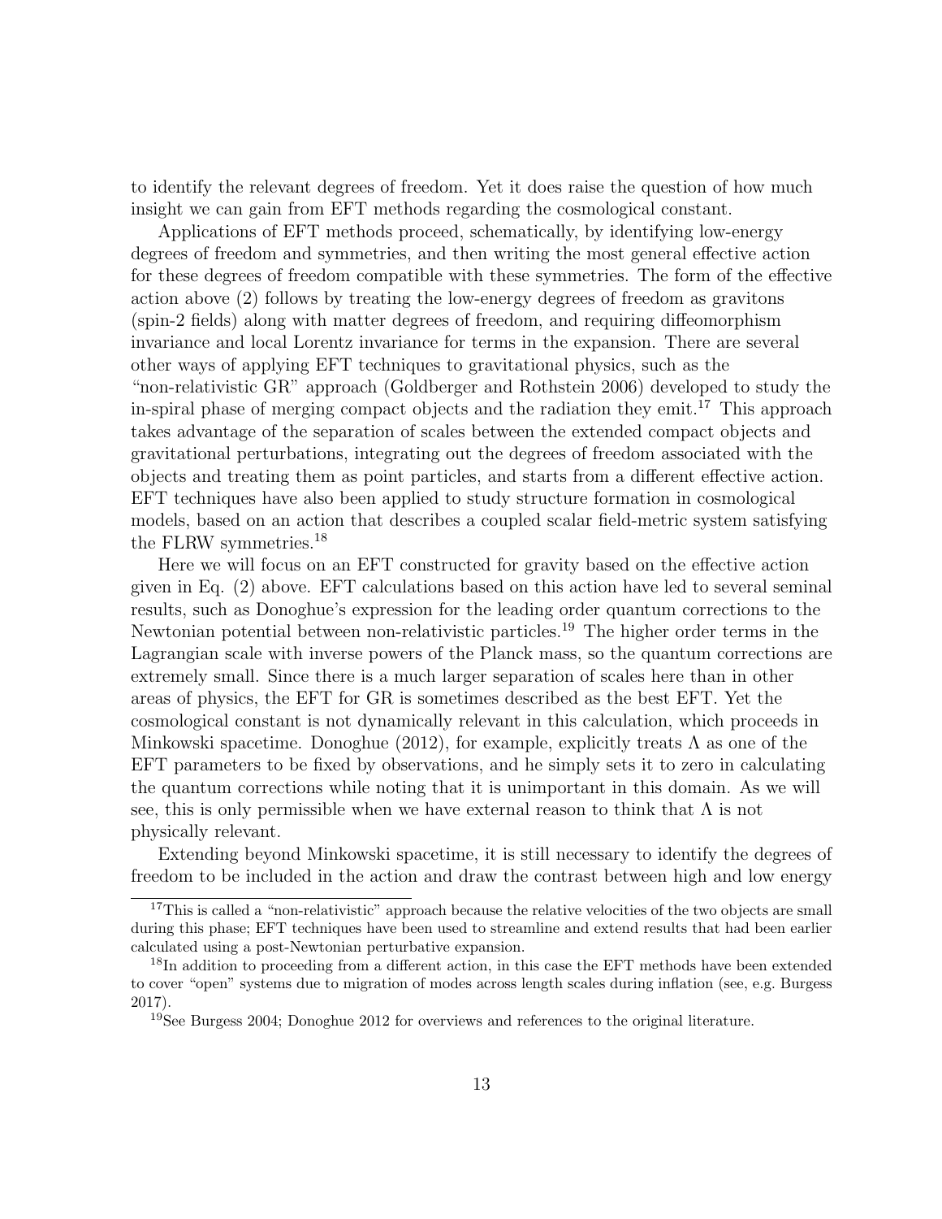to identify the relevant degrees of freedom. Yet it does raise the question of how much insight we can gain from EFT methods regarding the cosmological constant.

Applications of EFT methods proceed, schematically, by identifying low-energy degrees of freedom and symmetries, and then writing the most general effective action for these degrees of freedom compatible with these symmetries. The form of the effective action above (2) follows by treating the low-energy degrees of freedom as gravitons (spin-2 fields) along with matter degrees of freedom, and requiring diffeomorphism invariance and local Lorentz invariance for terms in the expansion. There are several other ways of applying EFT techniques to gravitational physics, such as the "non-relativistic GR" approach (Goldberger and Rothstein 2006) developed to study the in-spiral phase of merging compact objects and the radiation they emit.[17] This approach takes advantage of the separation of scales between the extended compact objects and gravitational perturbations, integrating out the degrees of freedom associated with the objects and treating them as point particles, and starts from a different effective action. EFT techniques have also been applied to study structure formation in cosmological models, based on an action that describes a coupled scalar field-metric system satisfying the FLRW symmetries.[18]

Here we will focus on an EFT constructed for gravity based on the effective action given in Eq. (2) above. EFT calculations based on this action have led to several seminal results, such as Donoghue's expression for the leading order quantum corrections to the Newtonian potential between non-relativistic particles.[19] The higher order terms in the Lagrangian scale with inverse powers of the Planck mass, so the quantum corrections are extremely small. Since there is a much larger separation of scales here than in other areas of physics, the EFT for GR is sometimes described as the best EFT. Yet the cosmological constant is not dynamically relevant in this calculation, which proceeds in Minkowski spacetime. Donoghue (2012), for example, explicitly treats $\Lambda$ as one of the EFT parameters to be fixed by observations, and he simply sets it to zero in calculating the quantum corrections while noting that it is unimportant in this domain. As we will see, this is only permissible when we have external reason to think that $\Lambda$ is not physically relevant.

Extending beyond Minkowski spacetime, it is still necessary to identify the degrees of freedom to be included in the action and draw the contrast between high and low energy

[17] This is called a "non-relativistic" approach because the relative velocities of the two objects are small during this phase; EFT techniques have been used to streamline and extend results that had been earlier calculated using a post-Newtonian perturbative expansion.

[18] In addition to proceeding from a different action, in this case the EFT methods have been extended to cover "open" systems due to migration of modes across length scales during inflation (see, e.g. Burgess 2017).

[19] See Burgess 2004; Donoghue 2012 for overviews and references to the original literature.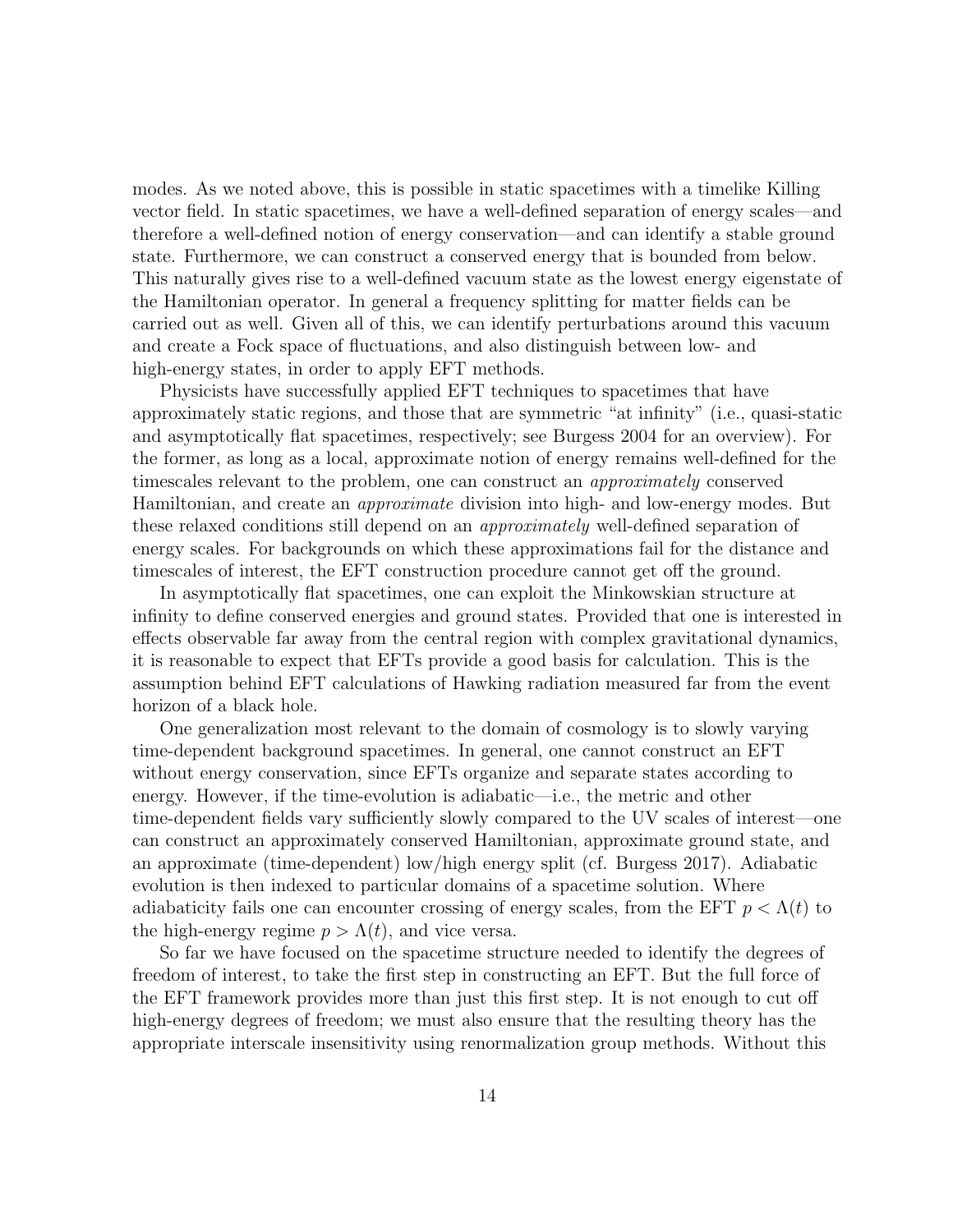modes. As we noted above, this is possible in static spacetimes with a timelike Killing vector field. In static spacetimes, we have a well-defined separation of energy scales—and therefore a well-defined notion of energy conservation—and can identify a stable ground state. Furthermore, we can construct a conserved energy that is bounded from below. This naturally gives rise to a well-defined vacuum state as the lowest energy eigenstate of the Hamiltonian operator. In general a frequency splitting for matter fields can be carried out as well. Given all of this, we can identify perturbations around this vacuum and create a Fock space of fluctuations, and also distinguish between low- and high-energy states, in order to apply EFT methods.

Physicists have successfully applied EFT techniques to spacetimes that have approximately static regions, and those that are symmetric "at infinity" (i.e., quasi-static and asymptotically flat spacetimes, respectively; see Burgess 2004 for an overview). For the former, as long as a local, approximate notion of energy remains well-defined for the timescales relevant to the problem, one can construct an *approximately* conserved Hamiltonian, and create an *approximate* division into high- and low-energy modes. But these relaxed conditions still depend on an *approximately* well-defined separation of energy scales. For backgrounds on which these approximations fail for the distance and timescales of interest, the EFT construction procedure cannot get off the ground.

In asymptotically flat spacetimes, one can exploit the Minkowskian structure at infinity to define conserved energies and ground states. Provided that one is interested in effects observable far away from the central region with complex gravitational dynamics, it is reasonable to expect that EFTs provide a good basis for calculation. This is the assumption behind EFT calculations of Hawking radiation measured far from the event horizon of a black hole.

One generalization most relevant to the domain of cosmology is to slowly varying time-dependent background spacetimes. In general, one cannot construct an EFT without energy conservation, since EFTs organize and separate states according to energy. However, if the time-evolution is adiabatic—i.e., the metric and other time-dependent fields vary sufficiently slowly compared to the UV scales of interest—one can construct an approximately conserved Hamiltonian, approximate ground state, and an approximate (time-dependent) low/high energy split (cf. Burgess 2017). Adiabatic evolution is then indexed to particular domains of a spacetime solution. Where adiabaticity fails one can encounter crossing of energy scales, from the EFT $p < \Lambda(t)$ to the high-energy regime $p > \Lambda(t)$, and vice versa.

So far we have focused on the spacetime structure needed to identify the degrees of freedom of interest, to take the first step in constructing an EFT. But the full force of the EFT framework provides more than just this first step. It is not enough to cut off high-energy degrees of freedom; we must also ensure that the resulting theory has the appropriate interscale insensitivity using renormalization group methods. Without this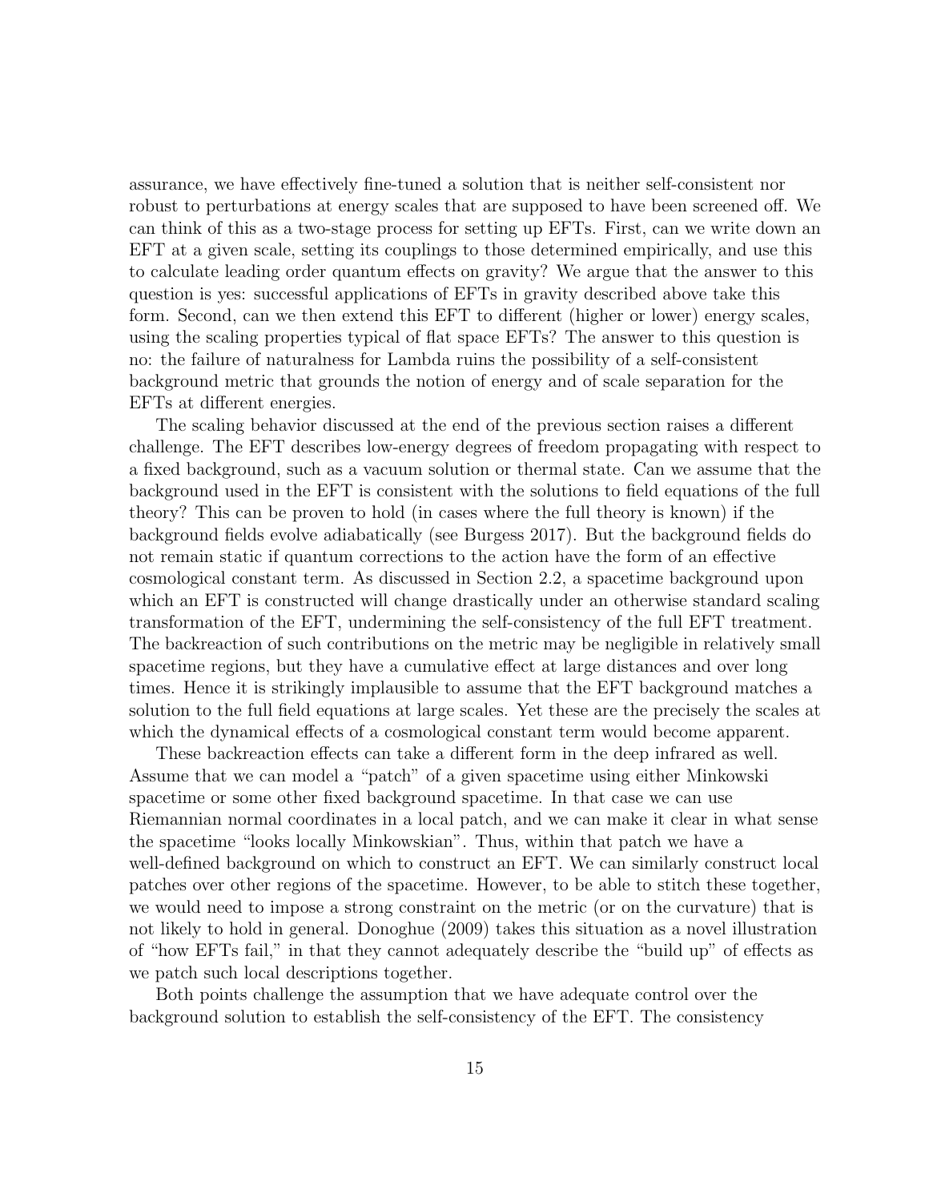assurance, we have effectively fine-tuned a solution that is neither self-consistent nor robust to perturbations at energy scales that are supposed to have been screened off. We can think of this as a two-stage process for setting up EFTs. First, can we write down an EFT at a given scale, setting its couplings to those determined empirically, and use this to calculate leading order quantum effects on gravity? We argue that the answer to this question is yes: successful applications of EFTs in gravity described above take this form. Second, can we then extend this EFT to different (higher or lower) energy scales, using the scaling properties typical of flat space EFTs? The answer to this question is no: the failure of naturalness for Lambda ruins the possibility of a self-consistent background metric that grounds the notion of energy and of scale separation for the EFTs at different energies.

The scaling behavior discussed at the end of the previous section raises a different challenge. The EFT describes low-energy degrees of freedom propagating with respect to a fixed background, such as a vacuum solution or thermal state. Can we assume that the background used in the EFT is consistent with the solutions to field equations of the full theory? This can be proven to hold (in cases where the full theory is known) if the background fields evolve adiabatically (see Burgess 2017). But the background fields do not remain static if quantum corrections to the action have the form of an effective cosmological constant term. As discussed in Section 2.2, a spacetime background upon which an EFT is constructed will change drastically under an otherwise standard scaling transformation of the EFT, undermining the self-consistency of the full EFT treatment. The backreaction of such contributions on the metric may be negligible in relatively small spacetime regions, but they have a cumulative effect at large distances and over long times. Hence it is strikingly implausible to assume that the EFT background matches a solution to the full field equations at large scales. Yet these are the precisely the scales at which the dynamical effects of a cosmological constant term would become apparent.

These backreaction effects can take a different form in the deep infrared as well. Assume that we can model a "patch" of a given spacetime using either Minkowski spacetime or some other fixed background spacetime. In that case we can use Riemannian normal coordinates in a local patch, and we can make it clear in what sense the spacetime "looks locally Minkowskian". Thus, within that patch we have a well-defined background on which to construct an EFT. We can similarly construct local patches over other regions of the spacetime. However, to be able to stitch these together, we would need to impose a strong constraint on the metric (or on the curvature) that is not likely to hold in general. Donoghue (2009) takes this situation as a novel illustration of "how EFTs fail," in that they cannot adequately describe the "build up" of effects as we patch such local descriptions together.

Both points challenge the assumption that we have adequate control over the background solution to establish the self-consistency of the EFT. The consistency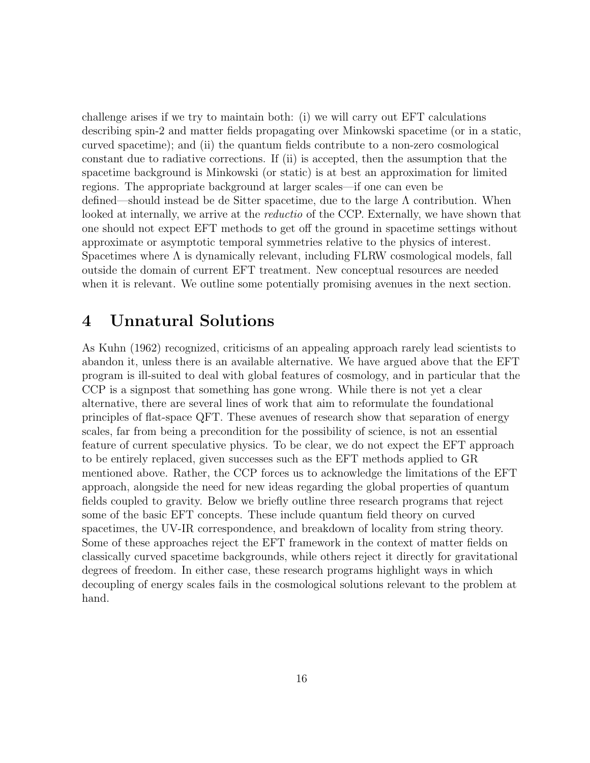challenge arises if we try to maintain both: (i) we will carry out EFT calculations describing spin-2 and matter fields propagating over Minkowski spacetime (or in a static, curved spacetime); and (ii) the quantum fields contribute to a non-zero cosmological constant due to radiative corrections. If (ii) is accepted, then the assumption that the spacetime background is Minkowski (or static) is at best an approximation for limited regions. The appropriate background at larger scales—if one can even be defined—should instead be de Sitter spacetime, due to the large $\Lambda$ contribution. When looked at internally, we arrive at the *reductio* of the CCP. Externally, we have shown that one should not expect EFT methods to get off the ground in spacetime settings without approximate or asymptotic temporal symmetries relative to the physics of interest. Spacetimes where $\Lambda$ is dynamically relevant, including FLRW cosmological models, fall outside the domain of current EFT treatment. New conceptual resources are needed when it is relevant. We outline some potentially promising avenues in the next section.

# 4 Unnatural Solutions

As Kuhn (1962) recognized, criticisms of an appealing approach rarely lead scientists to abandon it, unless there is an available alternative. We have argued above that the EFT program is ill-suited to deal with global features of cosmology, and in particular that the CCP is a signpost that something has gone wrong. While there is not yet a clear alternative, there are several lines of work that aim to reformulate the foundational principles of flat-space QFT. These avenues of research show that separation of energy scales, far from being a precondition for the possibility of science, is not an essential feature of current speculative physics. To be clear, we do not expect the EFT approach to be entirely replaced, given successes such as the EFT methods applied to GR mentioned above. Rather, the CCP forces us to acknowledge the limitations of the EFT approach, alongside the need for new ideas regarding the global properties of quantum fields coupled to gravity. Below we briefly outline three research programs that reject some of the basic EFT concepts. These include quantum field theory on curved spacetimes, the UV-IR correspondence, and breakdown of locality from string theory. Some of these approaches reject the EFT framework in the context of matter fields on classically curved spacetime backgrounds, while others reject it directly for gravitational degrees of freedom. In either case, these research programs highlight ways in which decoupling of energy scales fails in the cosmological solutions relevant to the problem at hand.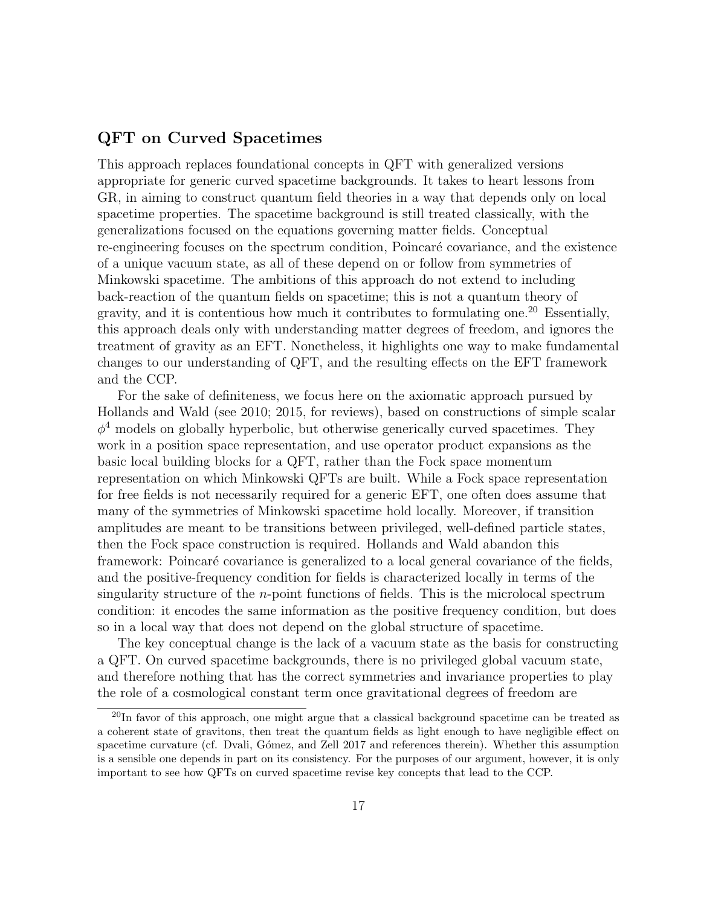## QFT on Curved Spacetimes

This approach replaces foundational concepts in QFT with generalized versions appropriate for generic curved spacetime backgrounds. It takes to heart lessons from GR, in aiming to construct quantum field theories in a way that depends only on local spacetime properties. The spacetime background is still treated classically, with the generalizations focused on the equations governing matter fields. Conceptual re-engineering focuses on the spectrum condition, Poincaré covariance, and the existence of a unique vacuum state, as all of these depend on or follow from symmetries of Minkowski spacetime. The ambitions of this approach do not extend to including back-reaction of the quantum fields on spacetime; this is not a quantum theory of gravity, and it is contentious how much it contributes to formulating one.[20] Essentially, this approach deals only with understanding matter degrees of freedom, and ignores the treatment of gravity as an EFT. Nonetheless, it highlights one way to make fundamental changes to our understanding of QFT, and the resulting effects on the EFT framework and the CCP.

For the sake of definiteness, we focus here on the axiomatic approach pursued by Hollands and Wald (see 2010; 2015, for reviews), based on constructions of simple scalar $\phi^4$ models on globally hyperbolic, but otherwise generically curved spacetimes. They work in a position space representation, and use operator product expansions as the basic local building blocks for a QFT, rather than the Fock space momentum representation on which Minkowski QFTs are built. While a Fock space representation for free fields is not necessarily required for a generic EFT, one often does assume that many of the symmetries of Minkowski spacetime hold locally. Moreover, if transition amplitudes are meant to be transitions between privileged, well-defined particle states, then the Fock space construction is required. Hollands and Wald abandon this framework: Poincaré covariance is generalized to a local general covariance of the fields, and the positive-frequency condition for fields is characterized locally in terms of the singularity structure of the $n$-point functions of fields. This is the microlocal spectrum condition: it encodes the same information as the positive frequency condition, but does so in a local way that does not depend on the global structure of spacetime.

The key conceptual change is the lack of a vacuum state as the basis for constructing a QFT. On curved spacetime backgrounds, there is no privileged global vacuum state, and therefore nothing that has the correct symmetries and invariance properties to play the role of a cosmological constant term once gravitational degrees of freedom are

[20] In favor of this approach, one might argue that a classical background spacetime can be treated as a coherent state of gravitons, then treat the quantum fields as light enough to have negligible effect on spacetime curvature (cf. Dvali, Gómez, and Zell 2017 and references therein). Whether this assumption is a sensible one depends in part on its consistency. For the purposes of our argument, however, it is only important to see how QFTs on curved spacetime revise key concepts that lead to the CCP.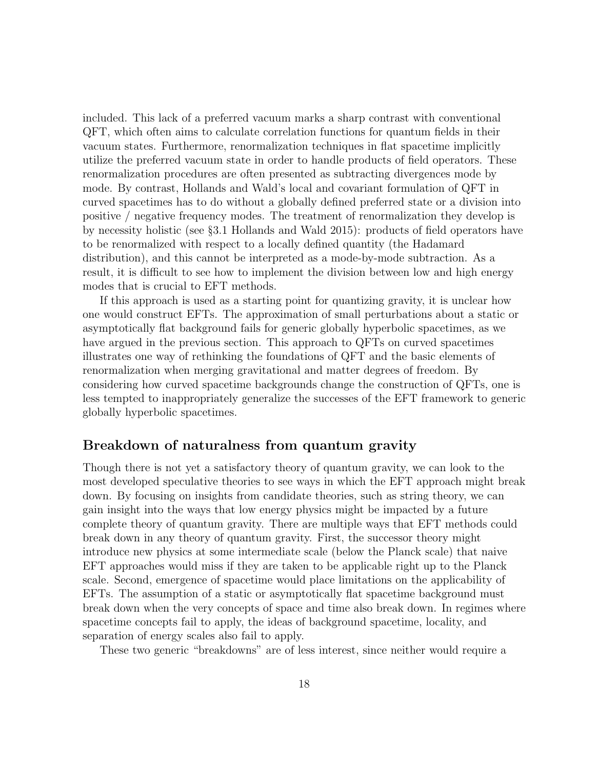included. This lack of a preferred vacuum marks a sharp contrast with conventional QFT, which often aims to calculate correlation functions for quantum fields in their vacuum states. Furthermore, renormalization techniques in flat spacetime implicitly utilize the preferred vacuum state in order to handle products of field operators. These renormalization procedures are often presented as subtracting divergences mode by mode. By contrast, Hollands and Wald's local and covariant formulation of QFT in curved spacetimes has to do without a globally defined preferred state or a division into positive / negative frequency modes. The treatment of renormalization they develop is by necessity holistic (see §3.1 Hollands and Wald 2015): products of field operators have to be renormalized with respect to a locally defined quantity (the Hadamard distribution), and this cannot be interpreted as a mode-by-mode subtraction. As a result, it is difficult to see how to implement the division between low and high energy modes that is crucial to EFT methods.

If this approach is used as a starting point for quantizing gravity, it is unclear how one would construct EFTs. The approximation of small perturbations about a static or asymptotically flat background fails for generic globally hyperbolic spacetimes, as we have argued in the previous section. This approach to QFTs on curved spacetimes illustrates one way of rethinking the foundations of QFT and the basic elements of renormalization when merging gravitational and matter degrees of freedom. By considering how curved spacetime backgrounds change the construction of QFTs, one is less tempted to inappropriately generalize the successes of the EFT framework to generic globally hyperbolic spacetimes.

## Breakdown of naturalness from quantum gravity

Though there is not yet a satisfactory theory of quantum gravity, we can look to the most developed speculative theories to see ways in which the EFT approach might break down. By focusing on insights from candidate theories, such as string theory, we can gain insight into the ways that low energy physics might be impacted by a future complete theory of quantum gravity. There are multiple ways that EFT methods could break down in any theory of quantum gravity. First, the successor theory might introduce new physics at some intermediate scale (below the Planck scale) that naive EFT approaches would miss if they are taken to be applicable right up to the Planck scale. Second, emergence of spacetime would place limitations on the applicability of EFTs. The assumption of a static or asymptotically flat spacetime background must break down when the very concepts of space and time also break down. In regimes where spacetime concepts fail to apply, the ideas of background spacetime, locality, and separation of energy scales also fail to apply.

These two generic "breakdowns" are of less interest, since neither would require a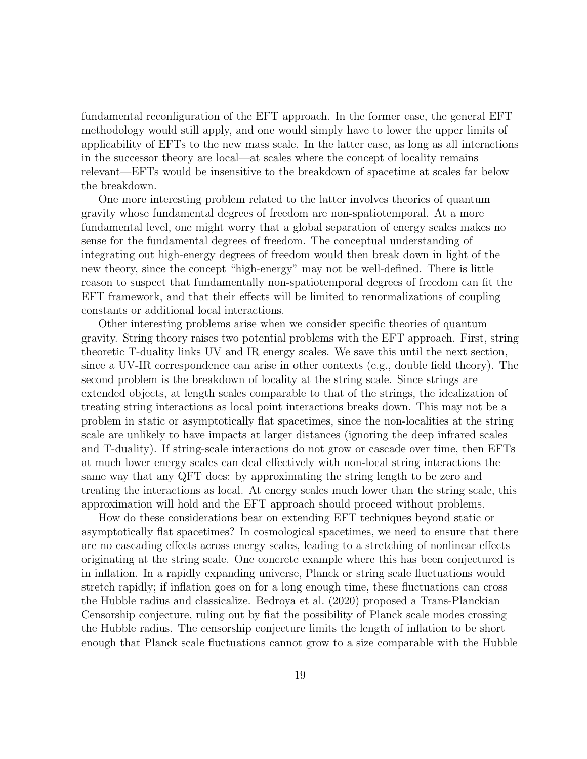fundamental reconfiguration of the EFT approach. In the former case, the general EFT methodology would still apply, and one would simply have to lower the upper limits of applicability of EFTs to the new mass scale. In the latter case, as long as all interactions in the successor theory are local—at scales where the concept of locality remains relevant—EFTs would be insensitive to the breakdown of spacetime at scales far below the breakdown.

One more interesting problem related to the latter involves theories of quantum gravity whose fundamental degrees of freedom are non-spatiotemporal. At a more fundamental level, one might worry that a global separation of energy scales makes no sense for the fundamental degrees of freedom. The conceptual understanding of integrating out high-energy degrees of freedom would then break down in light of the new theory, since the concept "high-energy" may not be well-defined. There is little reason to suspect that fundamentally non-spatiotemporal degrees of freedom can fit the EFT framework, and that their effects will be limited to renormalizations of coupling constants or additional local interactions.

Other interesting problems arise when we consider specific theories of quantum gravity. String theory raises two potential problems with the EFT approach. First, string theoretic T-duality links UV and IR energy scales. We save this until the next section, since a UV-IR correspondence can arise in other contexts (e.g., double field theory). The second problem is the breakdown of locality at the string scale. Since strings are extended objects, at length scales comparable to that of the strings, the idealization of treating string interactions as local point interactions breaks down. This may not be a problem in static or asymptotically flat spacetimes, since the non-localities at the string scale are unlikely to have impacts at larger distances (ignoring the deep infrared scales and T-duality). If string-scale interactions do not grow or cascade over time, then EFTs at much lower energy scales can deal effectively with non-local string interactions the same way that any QFT does: by approximating the string length to be zero and treating the interactions as local. At energy scales much lower than the string scale, this approximation will hold and the EFT approach should proceed without problems.

How do these considerations bear on extending EFT techniques beyond static or asymptotically flat spacetimes? In cosmological spacetimes, we need to ensure that there are no cascading effects across energy scales, leading to a stretching of nonlinear effects originating at the string scale. One concrete example where this has been conjectured is in inflation. In a rapidly expanding universe, Planck or string scale fluctuations would stretch rapidly; if inflation goes on for a long enough time, these fluctuations can cross the Hubble radius and classicalize. Bedroya et al. (2020) proposed a Trans-Planckian Censorship conjecture, ruling out by fiat the possibility of Planck scale modes crossing the Hubble radius. The censorship conjecture limits the length of inflation to be short enough that Planck scale fluctuations cannot grow to a size comparable with the Hubble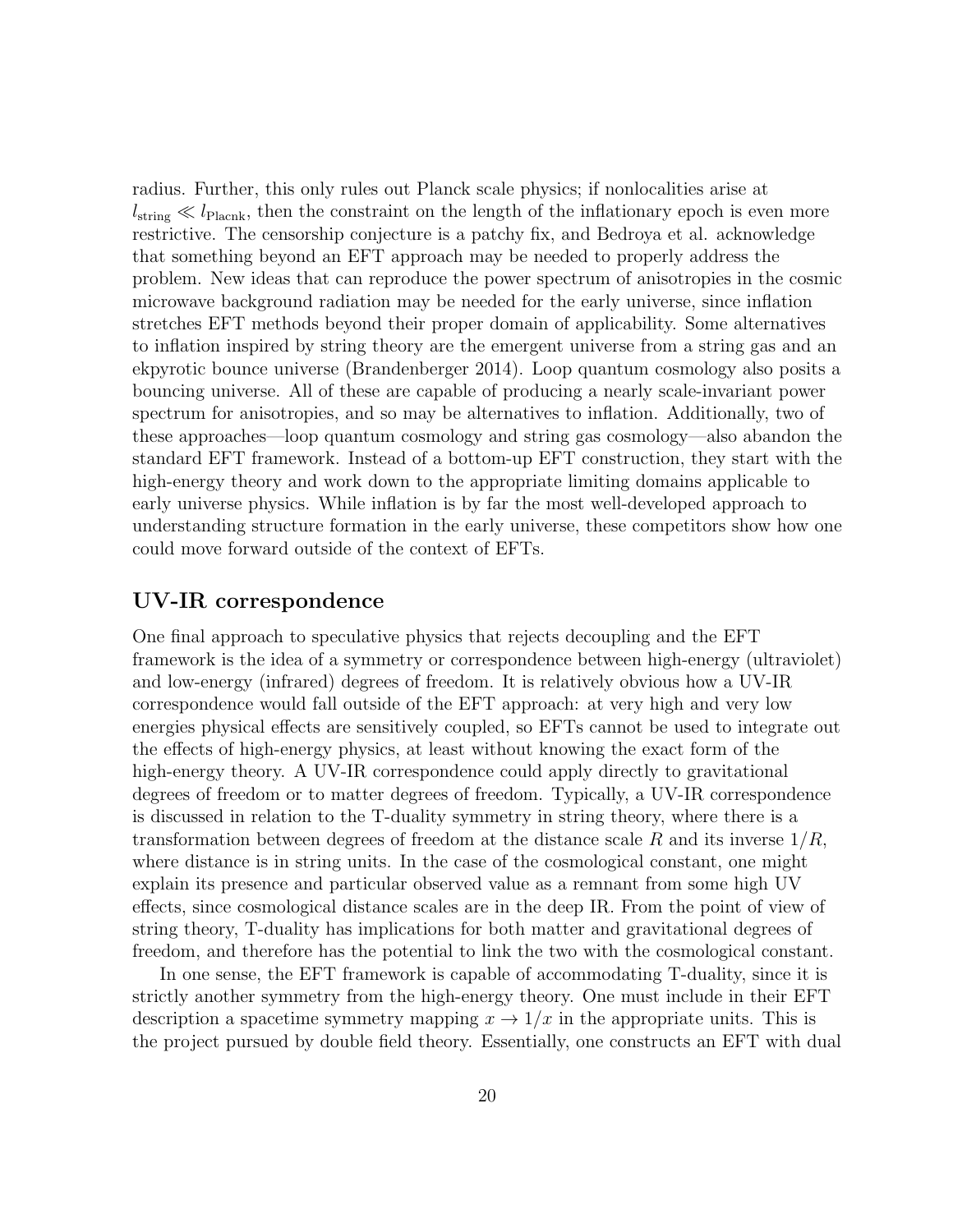radius. Further, this only rules out Planck scale physics; if nonlocalities arise at $l_{\text{string}} \ll l_{\text{Placnk}}$, then the constraint on the length of the inflationary epoch is even more restrictive. The censorship conjecture is a patchy fix, and Bedroya et al. acknowledge that something beyond an EFT approach may be needed to properly address the problem. New ideas that can reproduce the power spectrum of anisotropies in the cosmic microwave background radiation may be needed for the early universe, since inflation stretches EFT methods beyond their proper domain of applicability. Some alternatives to inflation inspired by string theory are the emergent universe from a string gas and an ekpyrotic bounce universe (Brandenberger 2014). Loop quantum cosmology also posits a bouncing universe. All of these are capable of producing a nearly scale-invariant power spectrum for anisotropies, and so may be alternatives to inflation. Additionally, two of these approaches—loop quantum cosmology and string gas cosmology—also abandon the standard EFT framework. Instead of a bottom-up EFT construction, they start with the high-energy theory and work down to the appropriate limiting domains applicable to early universe physics. While inflation is by far the most well-developed approach to understanding structure formation in the early universe, these competitors show how one could move forward outside of the context of EFTs.

## UV-IR correspondence

One final approach to speculative physics that rejects decoupling and the EFT framework is the idea of a symmetry or correspondence between high-energy (ultraviolet) and low-energy (infrared) degrees of freedom. It is relatively obvious how a UV-IR correspondence would fall outside of the EFT approach: at very high and very low energies physical effects are sensitively coupled, so EFTs cannot be used to integrate out the effects of high-energy physics, at least without knowing the exact form of the high-energy theory. A UV-IR correspondence could apply directly to gravitational degrees of freedom or to matter degrees of freedom. Typically, a UV-IR correspondence is discussed in relation to the T-duality symmetry in string theory, where there is a transformation between degrees of freedom at the distance scale $R$ and its inverse $1/R$, where distance is in string units. In the case of the cosmological constant, one might explain its presence and particular observed value as a remnant from some high UV effects, since cosmological distance scales are in the deep IR. From the point of view of string theory, T-duality has implications for both matter and gravitational degrees of freedom, and therefore has the potential to link the two with the cosmological constant.

In one sense, the EFT framework is capable of accommodating T-duality, since it is strictly another symmetry from the high-energy theory. One must include in their EFT description a spacetime symmetry mapping $x \rightarrow 1/x$ in the appropriate units. This is the project pursued by double field theory. Essentially, one constructs an EFT with dual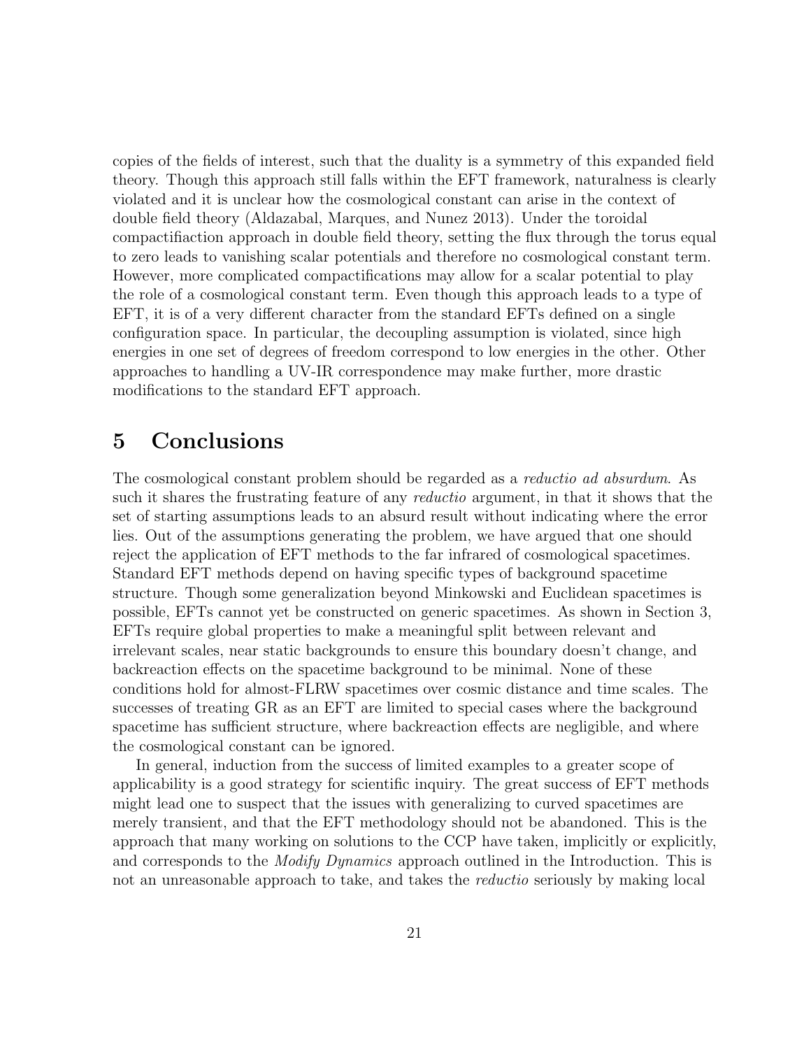copies of the fields of interest, such that the duality is a symmetry of this expanded field theory. Though this approach still falls within the EFT framework, naturalness is clearly violated and it is unclear how the cosmological constant can arise in the context of double field theory (Aldazabal, Marques, and Nunez 2013). Under the toroidal compactifiaction approach in double field theory, setting the flux through the torus equal to zero leads to vanishing scalar potentials and therefore no cosmological constant term. However, more complicated compactifications may allow for a scalar potential to play the role of a cosmological constant term. Even though this approach leads to a type of EFT, it is of a very different character from the standard EFTs defined on a single configuration space. In particular, the decoupling assumption is violated, since high energies in one set of degrees of freedom correspond to low energies in the other. Other approaches to handling a UV-IR correspondence may make further, more drastic modifications to the standard EFT approach.

# 5 Conclusions

The cosmological constant problem should be regarded as a *reductio ad absurdum*. As such it shares the frustrating feature of any *reductio* argument, in that it shows that the set of starting assumptions leads to an absurd result without indicating where the error lies. Out of the assumptions generating the problem, we have argued that one should reject the application of EFT methods to the far infrared of cosmological spacetimes. Standard EFT methods depend on having specific types of background spacetime structure. Though some generalization beyond Minkowski and Euclidean spacetimes is possible, EFTs cannot yet be constructed on generic spacetimes. As shown in Section 3, EFTs require global properties to make a meaningful split between relevant and irrelevant scales, near static backgrounds to ensure this boundary doesn't change, and backreaction effects on the spacetime background to be minimal. None of these conditions hold for almost-FLRW spacetimes over cosmic distance and time scales. The successes of treating GR as an EFT are limited to special cases where the background spacetime has sufficient structure, where backreaction effects are negligible, and where the cosmological constant can be ignored.

In general, induction from the success of limited examples to a greater scope of applicability is a good strategy for scientific inquiry. The great success of EFT methods might lead one to suspect that the issues with generalizing to curved spacetimes are merely transient, and that the EFT methodology should not be abandoned. This is the approach that many working on solutions to the CCP have taken, implicitly or explicitly, and corresponds to the *Modify Dynamics* approach outlined in the Introduction. This is not an unreasonable approach to take, and takes the *reductio* seriously by making local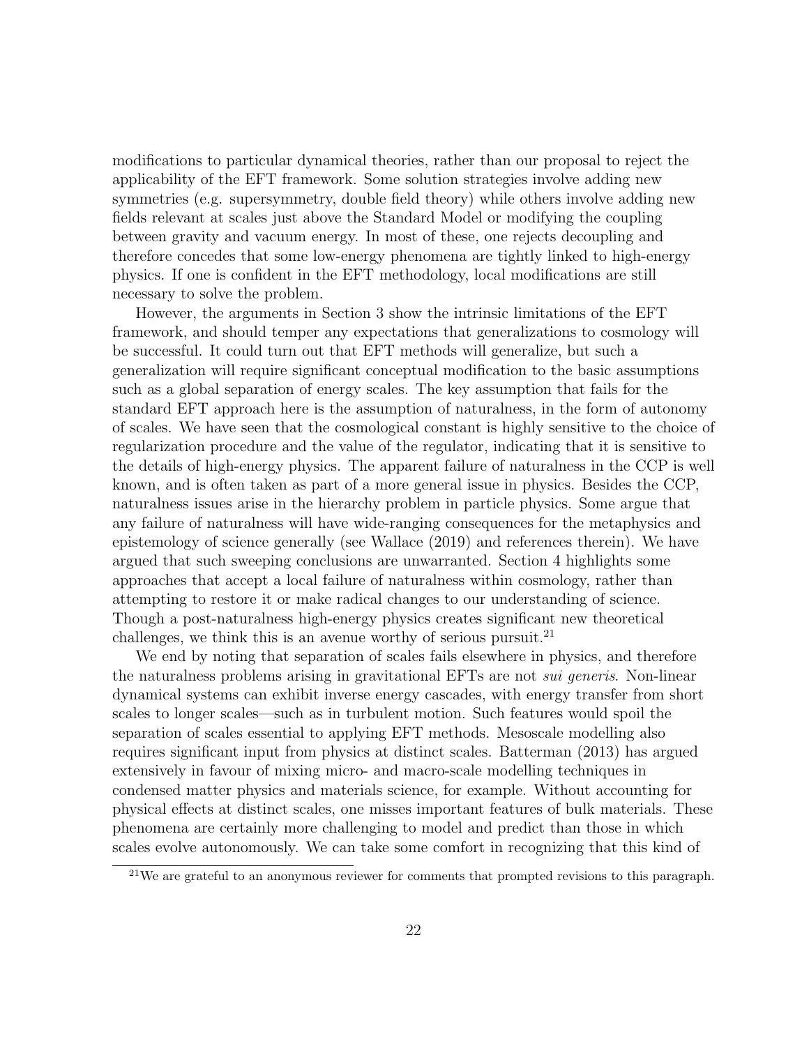modifications to particular dynamical theories, rather than our proposal to reject the applicability of the EFT framework. Some solution strategies involve adding new symmetries (e.g. supersymmetry, double field theory) while others involve adding new fields relevant at scales just above the Standard Model or modifying the coupling between gravity and vacuum energy. In most of these, one rejects decoupling and therefore concedes that some low-energy phenomena are tightly linked to high-energy physics. If one is confident in the EFT methodology, local modifications are still necessary to solve the problem.

However, the arguments in Section 3 show the intrinsic limitations of the EFT framework, and should temper any expectations that generalizations to cosmology will be successful. It could turn out that EFT methods will generalize, but such a generalization will require significant conceptual modification to the basic assumptions such as a global separation of energy scales. The key assumption that fails for the standard EFT approach here is the assumption of naturalness, in the form of autonomy of scales. We have seen that the cosmological constant is highly sensitive to the choice of regularization procedure and the value of the regulator, indicating that it is sensitive to the details of high-energy physics. The apparent failure of naturalness in the CCP is well known, and is often taken as part of a more general issue in physics. Besides the CCP, naturalness issues arise in the hierarchy problem in particle physics. Some argue that any failure of naturalness will have wide-ranging consequences for the metaphysics and epistemology of science generally (see Wallace (2019) and references therein). We have argued that such sweeping conclusions are unwarranted. Section 4 highlights some approaches that accept a local failure of naturalness within cosmology, rather than attempting to restore it or make radical changes to our understanding of science. Though a post-naturalness high-energy physics creates significant new theoretical challenges, we think this is an avenue worthy of serious pursuit.[21]

We end by noting that separation of scales fails elsewhere in physics, and therefore the naturalness problems arising in gravitational EFTs are not *sui generis*. Non-linear dynamical systems can exhibit inverse energy cascades, with energy transfer from short scales to longer scales—such as in turbulent motion. Such features would spoil the separation of scales essential to applying EFT methods. Mesoscale modelling also requires significant input from physics at distinct scales. Batterman (2013) has argued extensively in favour of mixing micro- and macro-scale modelling techniques in condensed matter physics and materials science, for example. Without accounting for physical effects at distinct scales, one misses important features of bulk materials. These phenomena are certainly more challenging to model and predict than those in which scales evolve autonomously. We can take some comfort in recognizing that this kind of

[21] We are grateful to an anonymous reviewer for comments that prompted revisions to this paragraph.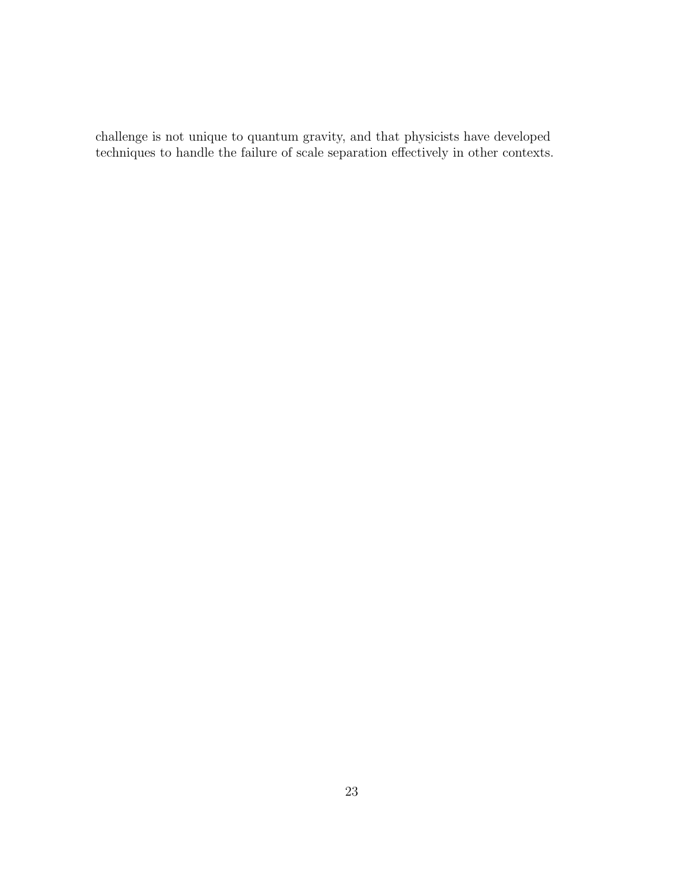challenge is not unique to quantum gravity, and that physicists have developed techniques to handle the failure of scale separation effectively in other contexts.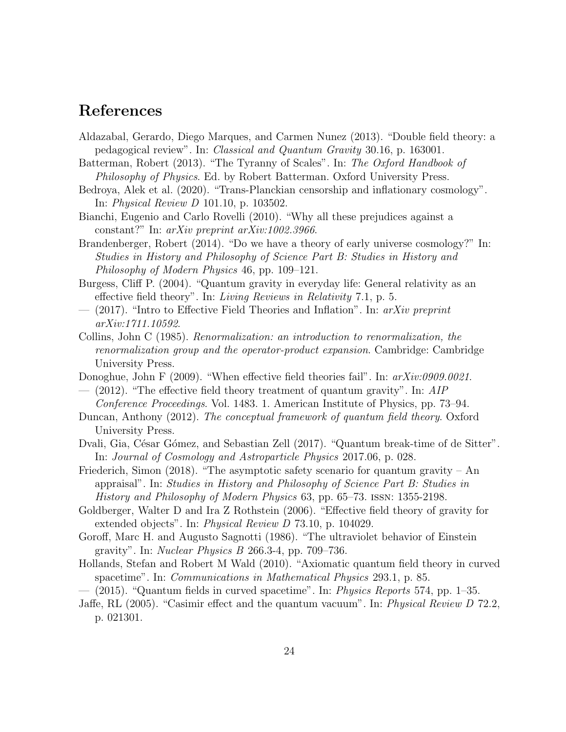## References

Aldazabal, Gerardo, Diego Marques, and Carmen Nunez (2013). “Double field theory: a pedagogical review”. In: *Classical and Quantum Gravity* 30.16, p. 163001.

Batterman, Robert (2013). “The Tyranny of Scales”. In: *The Oxford Handbook of Philosophy of Physics*. Ed. by Robert Batterman. Oxford University Press.

Bedroya, Alek et al. (2020). “Trans-Planckian censorship and inflationary cosmology”. In: *Physical Review D* 101.10, p. 103502.

Bianchi, Eugenio and Carlo Rovelli (2010). “Why all these prejudices against a constant?” In: *arXiv preprint arXiv:1002.3966*.

Brandenberger, Robert (2014). “Do we have a theory of early universe cosmology?” In: *Studies in History and Philosophy of Science Part B: Studies in History and Philosophy of Modern Physics* 46, pp. 109–121.

Burgess, Cliff P. (2004). “Quantum gravity in everyday life: General relativity as an effective field theory”. In: *Living Reviews in Relativity* 7.1, p. 5.

— (2017). “Intro to Effective Field Theories and Inflation”. In: *arXiv preprint arXiv:1711.10592*.

Collins, John C (1985). *Renormalization: an introduction to renormalization, the renormalization group and the operator-product expansion*. Cambridge: Cambridge University Press.

Donoghue, John F (2009). “When effective field theories fail”. In: *arXiv:0909.0021*.

— (2012). “The effective field theory treatment of quantum gravity”. In: *AIP Conference Proceedings*. Vol. 1483. 1. American Institute of Physics, pp. 73–94.

Duncan, Anthony (2012). *The conceptual framework of quantum field theory*. Oxford University Press.

Dvali, Gia, César Gómez, and Sebastian Zell (2017). “Quantum break-time of de Sitter”. In: *Journal of Cosmology and Astroparticle Physics* 2017.06, p. 028.

Friederich, Simon (2018). “The asymptotic safety scenario for quantum gravity – An appraisal”. In: *Studies in History and Philosophy of Science Part B: Studies in History and Philosophy of Modern Physics* 63, pp. 65–73. ISSN: 1355-2198.

Goldberger, Walter D and Ira Z Rothstein (2006). “Effective field theory of gravity for extended objects”. In: *Physical Review D* 73.10, p. 104029.

Goroff, Marc H. and Augusto Sagnotti (1986). “The ultraviolet behavior of Einstein gravity”. In: *Nuclear Physics B* 266.3-4, pp. 709–736.

Hollands, Stefan and Robert M Wald (2010). “Axiomatic quantum field theory in curved spacetime”. In: *Communications in Mathematical Physics* 293.1, p. 85.

— (2015). “Quantum fields in curved spacetime”. In: *Physics Reports* 574, pp. 1–35.

Jaffe, RL (2005). “Casimir effect and the quantum vacuum”. In: *Physical Review D* 72.2, p. 021301.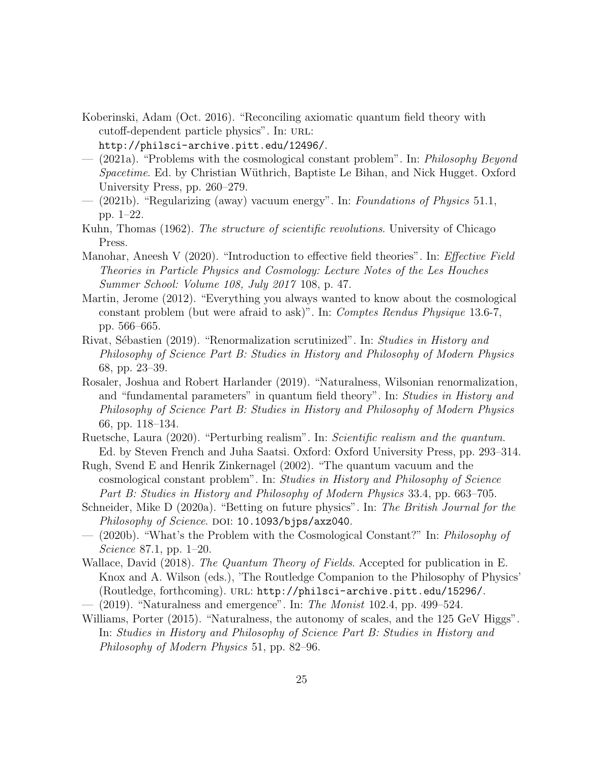Koberinski, Adam (Oct. 2016). "Reconciling axiomatic quantum field theory with cutoff-dependent particle physics". In: URL: http://philsci-archive.pitt.edu/12496/.

— (2021a). "Problems with the cosmological constant problem". In: *Philosophy Beyond Spacetime*. Ed. by Christian Wüthrich, Baptiste Le Bihan, and Nick Hugget. Oxford University Press, pp. 260–279.

— (2021b). "Regularizing (away) vacuum energy". In: *Foundations of Physics* 51.1, pp. 1–22.

Kuhn, Thomas (1962). *The structure of scientific revolutions*. University of Chicago Press.

Manohar, Aneesh V (2020). "Introduction to effective field theories". In: *Effective Field Theories in Particle Physics and Cosmology: Lecture Notes of the Les Houches Summer School: Volume 108, July 2017* 108, p. 47.

Martin, Jerome (2012). "Everything you always wanted to know about the cosmological constant problem (but were afraid to ask)". In: *Comptes Rendus Physique* 13.6-7, pp. 566–665.

Rivat, Sébastien (2019). "Renormalization scrutinized". In: *Studies in History and Philosophy of Science Part B: Studies in History and Philosophy of Modern Physics* 68, pp. 23–39.

Rosaler, Joshua and Robert Harlander (2019). "Naturalness, Wilsonian renormalization, and "fundamental parameters" in quantum field theory". In: *Studies in History and Philosophy of Science Part B: Studies in History and Philosophy of Modern Physics* 66, pp. 118–134.

Ruetsche, Laura (2020). "Perturbing realism". In: *Scientific realism and the quantum*. Ed. by Steven French and Juha Saatsi. Oxford: Oxford University Press, pp. 293–314.

Rugh, Svend E and Henrik Zinkernagel (2002). "The quantum vacuum and the cosmological constant problem". In: *Studies in History and Philosophy of Science Part B: Studies in History and Philosophy of Modern Physics* 33.4, pp. 663–705.

Schneider, Mike D (2020a). "Betting on future physics". In: *The British Journal for the Philosophy of Science*. DOI: 10.1093/bjps/axz040.

— (2020b). "What's the Problem with the Cosmological Constant?" In: *Philosophy of Science* 87.1, pp. 1–20.

Wallace, David (2018). *The Quantum Theory of Fields*. Accepted for publication in E. Knox and A. Wilson (eds.), 'The Routledge Companion to the Philosophy of Physics' (Routledge, forthcoming). URL: http://philsci-archive.pitt.edu/15296/.

— (2019). "Naturalness and emergence". In: *The Monist* 102.4, pp. 499–524.

Williams, Porter (2015). "Naturalness, the autonomy of scales, and the 125 GeV Higgs". In: *Studies in History and Philosophy of Science Part B: Studies in History and Philosophy of Modern Physics* 51, pp. 82–96.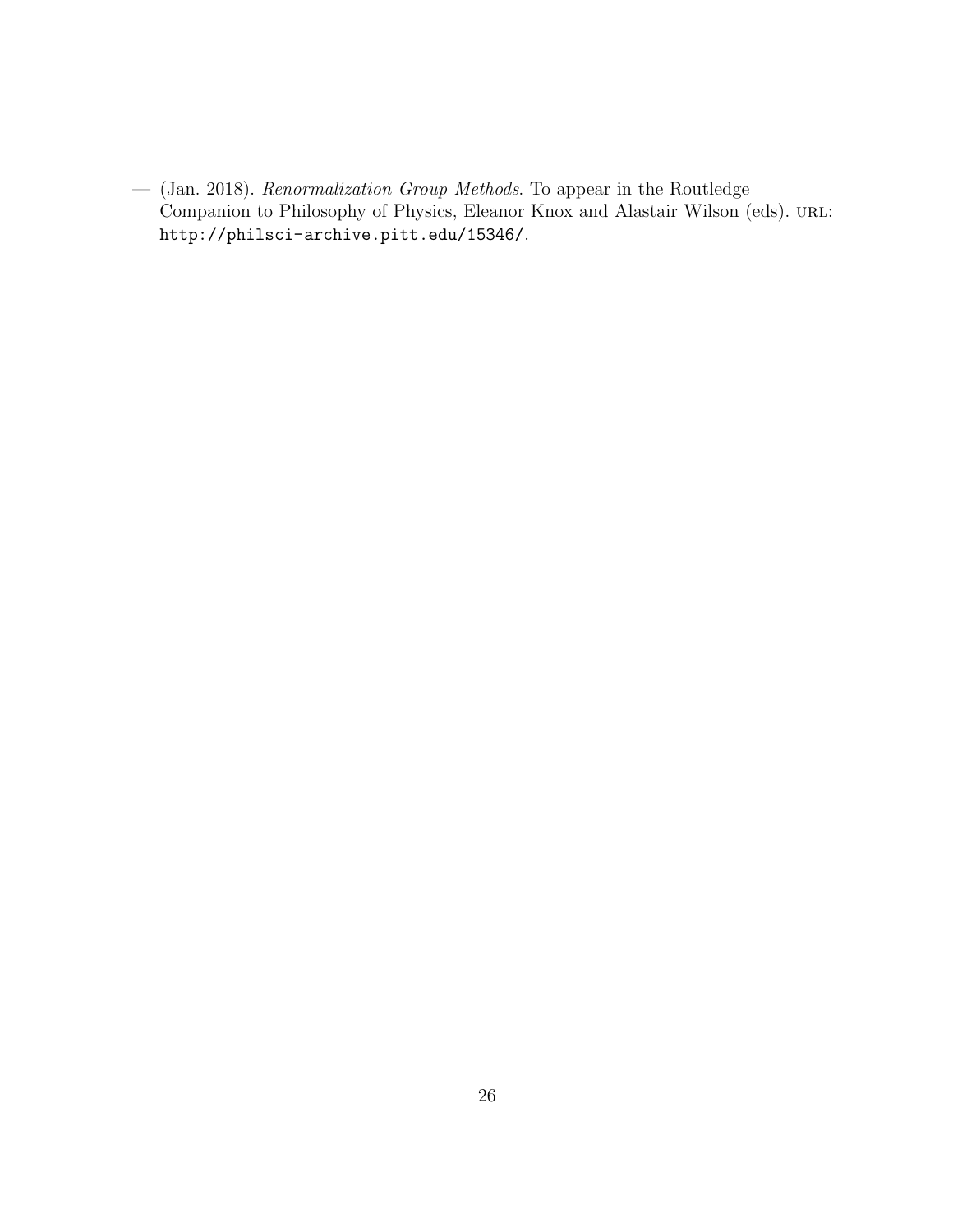— (Jan. 2018). *Renormalization Group Methods*. To appear in the Routledge Companion to Philosophy of Physics, Eleanor Knox and Alastair Wilson (eds). URL: http://philsci-archive.pitt.edu/15346/.